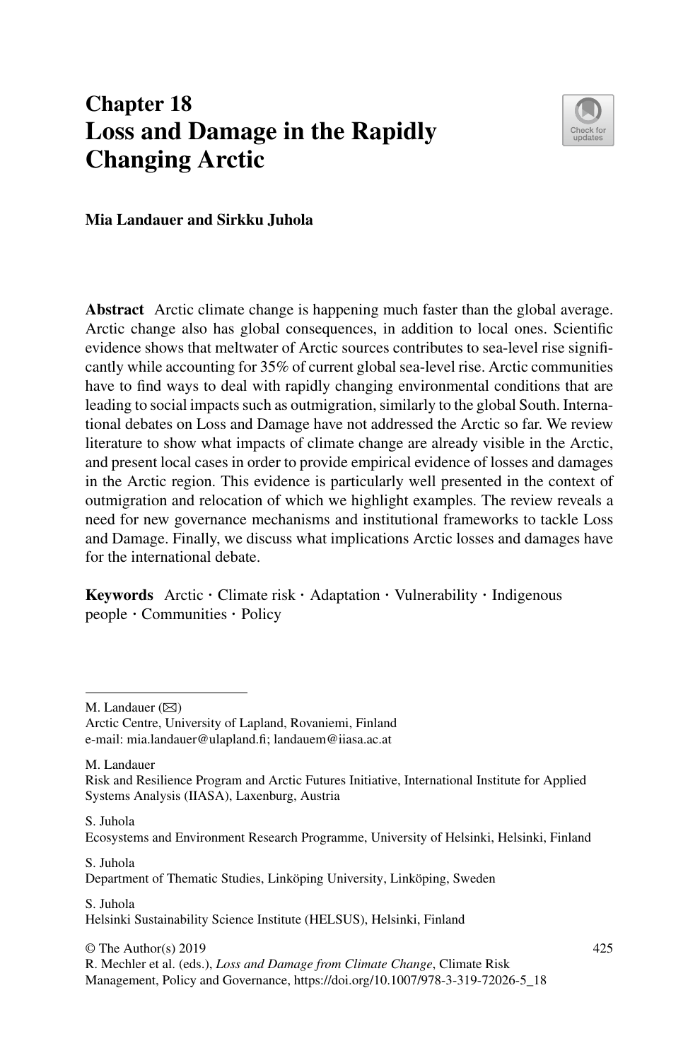# Chapter 18
# Loss and Damage in the Rapidly Changing Arctic

**Mia Landauer and Sirkku Juhola**

**Abstract** Arctic climate change is happening much faster than the global average. Arctic change also has global consequences, in addition to local ones. Scientific evidence shows that meltwater of Arctic sources contributes to sea-level rise significantly while accounting for 35% of current global sea-level rise. Arctic communities have to find ways to deal with rapidly changing environmental conditions that are leading to social impacts such as outmigration, similarly to the global South. International debates on Loss and Damage have not addressed the Arctic so far. We review literature to show what impacts of climate change are already visible in the Arctic, and present local cases in order to provide empirical evidence of losses and damages in the Arctic region. This evidence is particularly well presented in the context of outmigration and relocation of which we highlight examples. The review reveals a need for new governance mechanisms and institutional frameworks to tackle Loss and Damage. Finally, we discuss what implications Arctic losses and damages have for the international debate.

**Keywords** Arctic · Climate risk · Adaptation · Vulnerability · Indigenous people · Communities · Policy

---

M. Landauer (✉)
Arctic Centre, University of Lapland, Rovaniemi, Finland
e-mail: mia.landauer@ulapland.fi; landauem@iiasa.ac.at

M. Landauer
Risk and Resilience Program and Arctic Futures Initiative, International Institute for Applied Systems Analysis (IIASA), Laxenburg, Austria

S. Juhola
Ecosystems and Environment Research Programme, University of Helsinki, Helsinki, Finland

S. Juhola
Department of Thematic Studies, Linköping University, Linköping, Sweden

S. Juhola
Helsinki Sustainability Science Institute (HELSUS), Helsinki, Finland

© The Author(s) 2019
R. Mechler et al. (eds.), *Loss and Damage from Climate Change*, Climate Risk Management, Policy and Governance, https://doi.org/10.1007/978-3-319-72026-5_18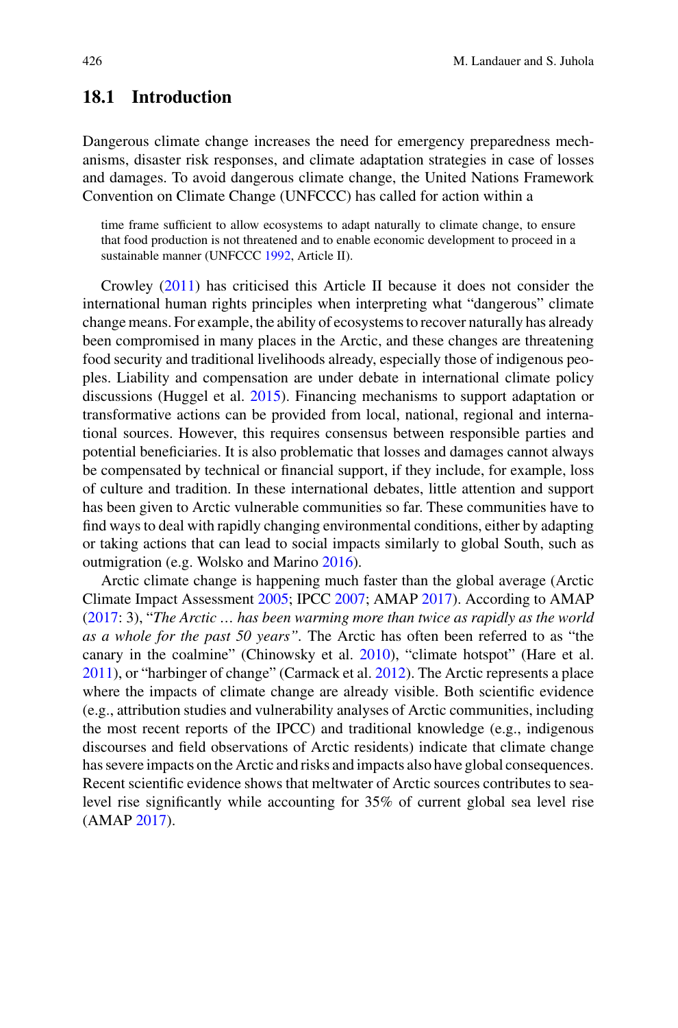## 18.1 Introduction

Dangerous climate change increases the need for emergency preparedness mechanisms, disaster risk responses, and climate adaptation strategies in case of losses and damages. To avoid dangerous climate change, the United Nations Framework Convention on Climate Change (UNFCCC) has called for action within a

> time frame sufficient to allow ecosystems to adapt naturally to climate change, to ensure that food production is not threatened and to enable economic development to proceed in a sustainable manner (UNFCCC 1992, Article II).

Crowley (2011) has criticised this Article II because it does not consider the international human rights principles when interpreting what "dangerous" climate change means. For example, the ability of ecosystems to recover naturally has already been compromised in many places in the Arctic, and these changes are threatening food security and traditional livelihoods already, especially those of indigenous peoples. Liability and compensation are under debate in international climate policy discussions (Huggel et al. 2015). Financing mechanisms to support adaptation or transformative actions can be provided from local, national, regional and international sources. However, this requires consensus between responsible parties and potential beneficiaries. It is also problematic that losses and damages cannot always be compensated by technical or financial support, if they include, for example, loss of culture and tradition. In these international debates, little attention and support has been given to Arctic vulnerable communities so far. These communities have to find ways to deal with rapidly changing environmental conditions, either by adapting or taking actions that can lead to social impacts similarly to global South, such as outmigration (e.g. Wolsko and Marino 2016).

Arctic climate change is happening much faster than the global average (Arctic Climate Impact Assessment 2005; IPCC 2007; AMAP 2017). According to AMAP (2017: 3), "*The Arctic … has been warming more than twice as rapidly as the world as a whole for the past 50 years*". The Arctic has often been referred to as "the canary in the coalmine" (Chinowsky et al. 2010), "climate hotspot" (Hare et al. 2011), or "harbinger of change" (Carmack et al. 2012). The Arctic represents a place where the impacts of climate change are already visible. Both scientific evidence (e.g., attribution studies and vulnerability analyses of Arctic communities, including the most recent reports of the IPCC) and traditional knowledge (e.g., indigenous discourses and field observations of Arctic residents) indicate that climate change has severe impacts on the Arctic and risks and impacts also have global consequences. Recent scientific evidence shows that meltwater of Arctic sources contributes to sea-level rise significantly while accounting for 35% of current global sea level rise (AMAP 2017).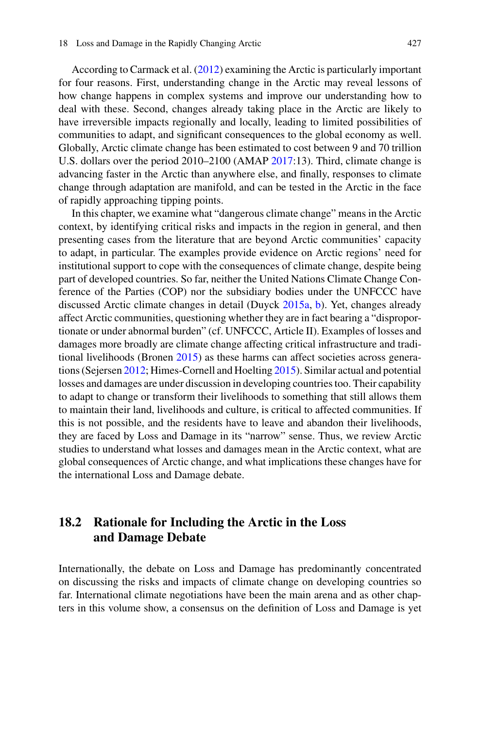According to Carmack et al. (2012) examining the Arctic is particularly important for four reasons. First, understanding change in the Arctic may reveal lessons of how change happens in complex systems and improve our understanding how to deal with these. Second, changes already taking place in the Arctic are likely to have irreversible impacts regionally and locally, leading to limited possibilities of communities to adapt, and significant consequences to the global economy as well. Globally, Arctic climate change has been estimated to cost between 9 and 70 trillion U.S. dollars over the period 2010–2100 (AMAP 2017:13). Third, climate change is advancing faster in the Arctic than anywhere else, and finally, responses to climate change through adaptation are manifold, and can be tested in the Arctic in the face of rapidly approaching tipping points.

In this chapter, we examine what "dangerous climate change" means in the Arctic context, by identifying critical risks and impacts in the region in general, and then presenting cases from the literature that are beyond Arctic communities' capacity to adapt, in particular. The examples provide evidence on Arctic regions' need for institutional support to cope with the consequences of climate change, despite being part of developed countries. So far, neither the United Nations Climate Change Conference of the Parties (COP) nor the subsidiary bodies under the UNFCCC have discussed Arctic climate changes in detail (Duyck 2015a, b). Yet, changes already affect Arctic communities, questioning whether they are in fact bearing a "disproportionate or under abnormal burden" (cf. UNFCCC, Article II). Examples of losses and damages more broadly are climate change affecting critical infrastructure and traditional livelihoods (Bronen 2015) as these harms can affect societies across generations (Sejersen 2012; Himes-Cornell and Hoelting 2015). Similar actual and potential losses and damages are under discussion in developing countries too. Their capability to adapt to change or transform their livelihoods to something that still allows them to maintain their land, livelihoods and culture, is critical to affected communities. If this is not possible, and the residents have to leave and abandon their livelihoods, they are faced by Loss and Damage in its "narrow" sense. Thus, we review Arctic studies to understand what losses and damages mean in the Arctic context, what are global consequences of Arctic change, and what implications these changes have for the international Loss and Damage debate.

## 18.2 Rationale for Including the Arctic in the Loss and Damage Debate

Internationally, the debate on Loss and Damage has predominantly concentrated on discussing the risks and impacts of climate change on developing countries so far. International climate negotiations have been the main arena and as other chapters in this volume show, a consensus on the definition of Loss and Damage is yet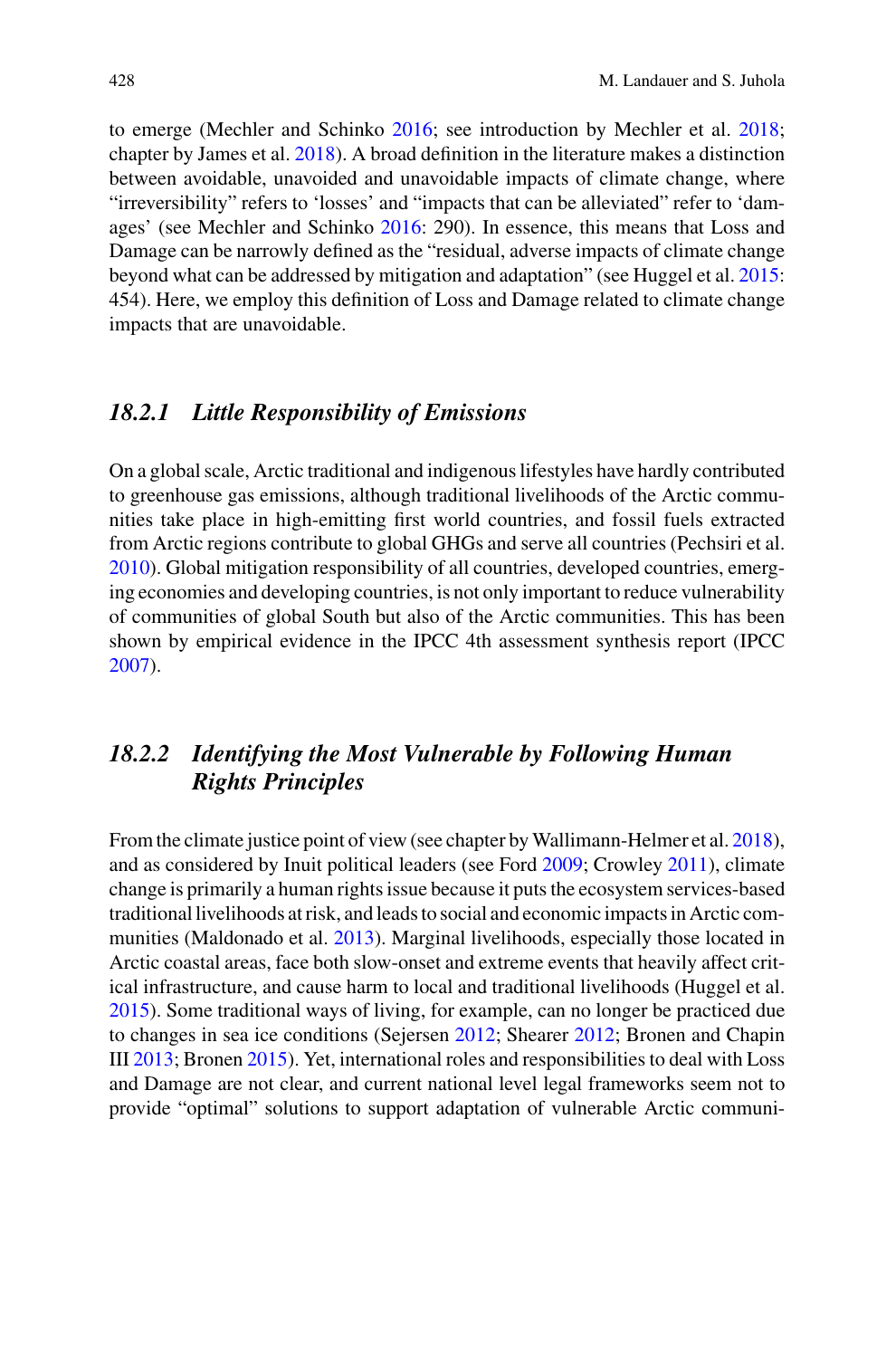to emerge (Mechler and Schinko 2016; see introduction by Mechler et al. 2018; chapter by James et al. 2018). A broad definition in the literature makes a distinction between avoidable, unavoided and unavoidable impacts of climate change, where "irreversibility" refers to 'losses' and "impacts that can be alleviated" refer to 'damages' (see Mechler and Schinko 2016: 290). In essence, this means that Loss and Damage can be narrowly defined as the "residual, adverse impacts of climate change beyond what can be addressed by mitigation and adaptation" (see Huggel et al. 2015: 454). Here, we employ this definition of Loss and Damage related to climate change impacts that are unavoidable.

### *18.2.1 Little Responsibility of Emissions*

On a global scale, Arctic traditional and indigenous lifestyles have hardly contributed to greenhouse gas emissions, although traditional livelihoods of the Arctic communities take place in high-emitting first world countries, and fossil fuels extracted from Arctic regions contribute to global GHGs and serve all countries (Pechsiri et al. 2010). Global mitigation responsibility of all countries, developed countries, emerging economies and developing countries, is not only important to reduce vulnerability of communities of global South but also of the Arctic communities. This has been shown by empirical evidence in the IPCC 4th assessment synthesis report (IPCC 2007).

### *18.2.2 Identifying the Most Vulnerable by Following Human Rights Principles*

From the climate justice point of view (see chapter by Wallimann-Helmer et al. 2018), and as considered by Inuit political leaders (see Ford 2009; Crowley 2011), climate change is primarily a human rights issue because it puts the ecosystem services-based traditional livelihoods at risk, and leads to social and economic impacts in Arctic communities (Maldonado et al. 2013). Marginal livelihoods, especially those located in Arctic coastal areas, face both slow-onset and extreme events that heavily affect critical infrastructure, and cause harm to local and traditional livelihoods (Huggel et al. 2015). Some traditional ways of living, for example, can no longer be practiced due to changes in sea ice conditions (Sejersen 2012; Shearer 2012; Bronen and Chapin III 2013; Bronen 2015). Yet, international roles and responsibilities to deal with Loss and Damage are not clear, and current national level legal frameworks seem not to provide "optimal" solutions to support adaptation of vulnerable Arctic communi-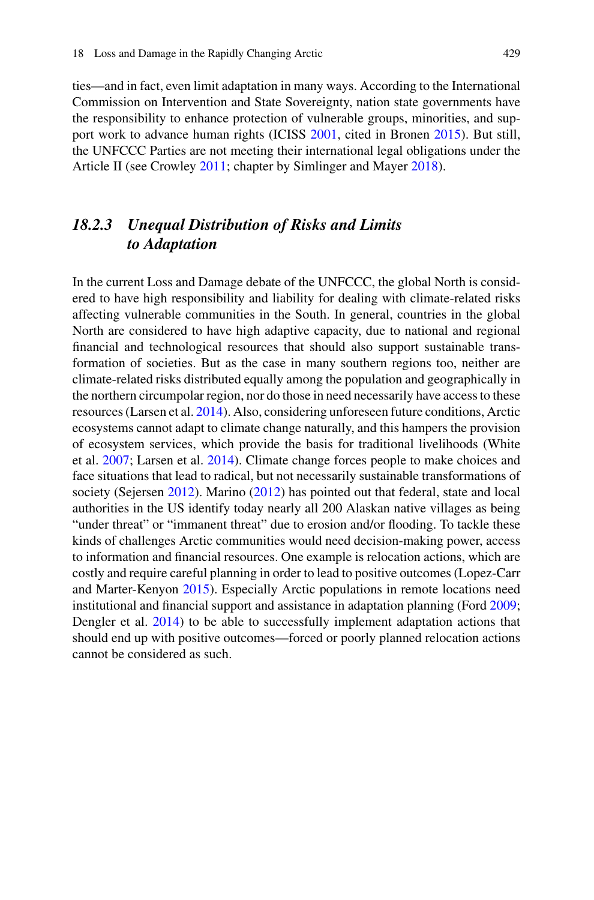ties—and in fact, even limit adaptation in many ways. According to the International Commission on Intervention and State Sovereignty, nation state governments have the responsibility to enhance protection of vulnerable groups, minorities, and support work to advance human rights (ICISS 2001, cited in Bronen 2015). But still, the UNFCCC Parties are not meeting their international legal obligations under the Article II (see Crowley 2011; chapter by Simlinger and Mayer 2018).

### *18.2.3 Unequal Distribution of Risks and Limits to Adaptation*

In the current Loss and Damage debate of the UNFCCC, the global North is considered to have high responsibility and liability for dealing with climate-related risks affecting vulnerable communities in the South. In general, countries in the global North are considered to have high adaptive capacity, due to national and regional financial and technological resources that should also support sustainable transformation of societies. But as the case in many southern regions too, neither are climate-related risks distributed equally among the population and geographically in the northern circumpolar region, nor do those in need necessarily have access to these resources (Larsen et al. 2014). Also, considering unforeseen future conditions, Arctic ecosystems cannot adapt to climate change naturally, and this hampers the provision of ecosystem services, which provide the basis for traditional livelihoods (White et al. 2007; Larsen et al. 2014). Climate change forces people to make choices and face situations that lead to radical, but not necessarily sustainable transformations of society (Sejersen 2012). Marino (2012) has pointed out that federal, state and local authorities in the US identify today nearly all 200 Alaskan native villages as being "under threat" or "immanent threat" due to erosion and/or flooding. To tackle these kinds of challenges Arctic communities would need decision-making power, access to information and financial resources. One example is relocation actions, which are costly and require careful planning in order to lead to positive outcomes (Lopez-Carr and Marter-Kenyon 2015). Especially Arctic populations in remote locations need institutional and financial support and assistance in adaptation planning (Ford 2009; Dengler et al. 2014) to be able to successfully implement adaptation actions that should end up with positive outcomes—forced or poorly planned relocation actions cannot be considered as such.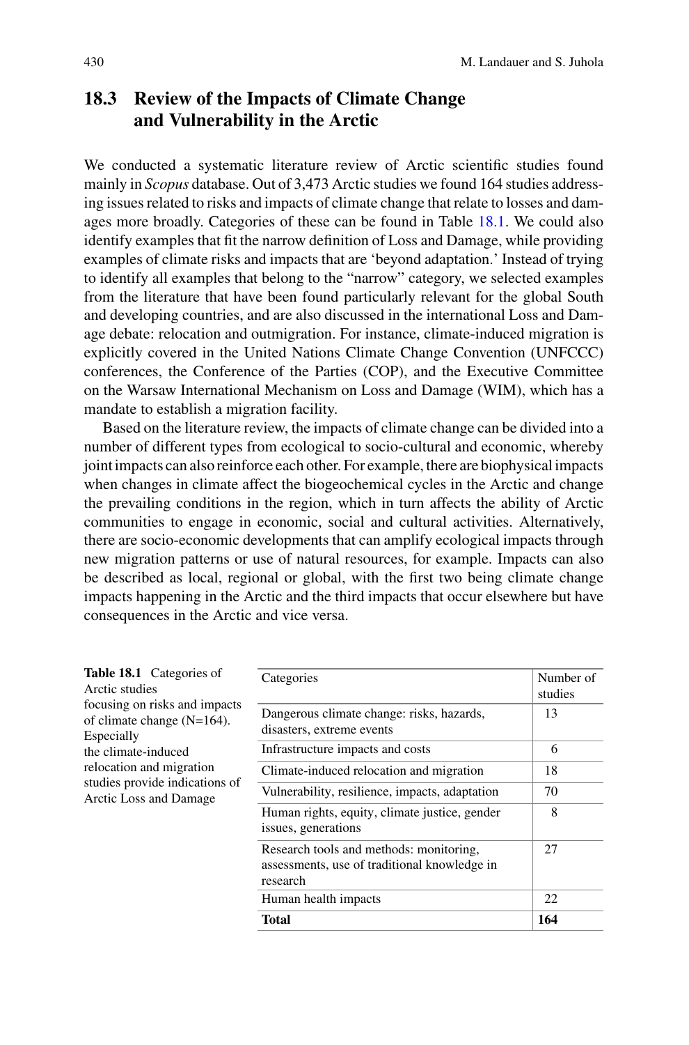## 18.3 Review of the Impacts of Climate Change and Vulnerability in the Arctic

We conducted a systematic literature review of Arctic scientific studies found mainly in *Scopus* database. Out of 3,473 Arctic studies we found 164 studies addressing issues related to risks and impacts of climate change that relate to losses and damages more broadly. Categories of these can be found in Table 18.1. We could also identify examples that fit the narrow definition of Loss and Damage, while providing examples of climate risks and impacts that are 'beyond adaptation.' Instead of trying to identify all examples that belong to the "narrow" category, we selected examples from the literature that have been found particularly relevant for the global South and developing countries, and are also discussed in the international Loss and Damage debate: relocation and outmigration. For instance, climate-induced migration is explicitly covered in the United Nations Climate Change Convention (UNFCCC) conferences, the Conference of the Parties (COP), and the Executive Committee on the Warsaw International Mechanism on Loss and Damage (WIM), which has a mandate to establish a migration facility.

Based on the literature review, the impacts of climate change can be divided into a number of different types from ecological to socio-cultural and economic, whereby joint impacts can also reinforce each other. For example, there are biophysical impacts when changes in climate affect the biogeochemical cycles in the Arctic and change the prevailing conditions in the region, which in turn affects the ability of Arctic communities to engage in economic, social and cultural activities. Alternatively, there are socio-economic developments that can amplify ecological impacts through new migration patterns or use of natural resources, for example. Impacts can also be described as local, regional or global, with the first two being climate change impacts happening in the Arctic and the third impacts that occur elsewhere but have consequences in the Arctic and vice versa.

**Table 18.1** Categories of Arctic studies focusing on risks and impacts of climate change (N=164). Especially the climate-induced relocation and migration studies provide indications of Arctic Loss and Damage

| Categories | Number of studies |
|---|---|
| Dangerous climate change: risks, hazards, disasters, extreme events | 13 |
| Infrastructure impacts and costs | 6 |
| Climate-induced relocation and migration | 18 |
| Vulnerability, resilience, impacts, adaptation | 70 |
| Human rights, equity, climate justice, gender issues, generations | 8 |
| Research tools and methods: monitoring, assessments, use of traditional knowledge in research | 27 |
| Human health impacts | 22 |
| **Total** | **164** |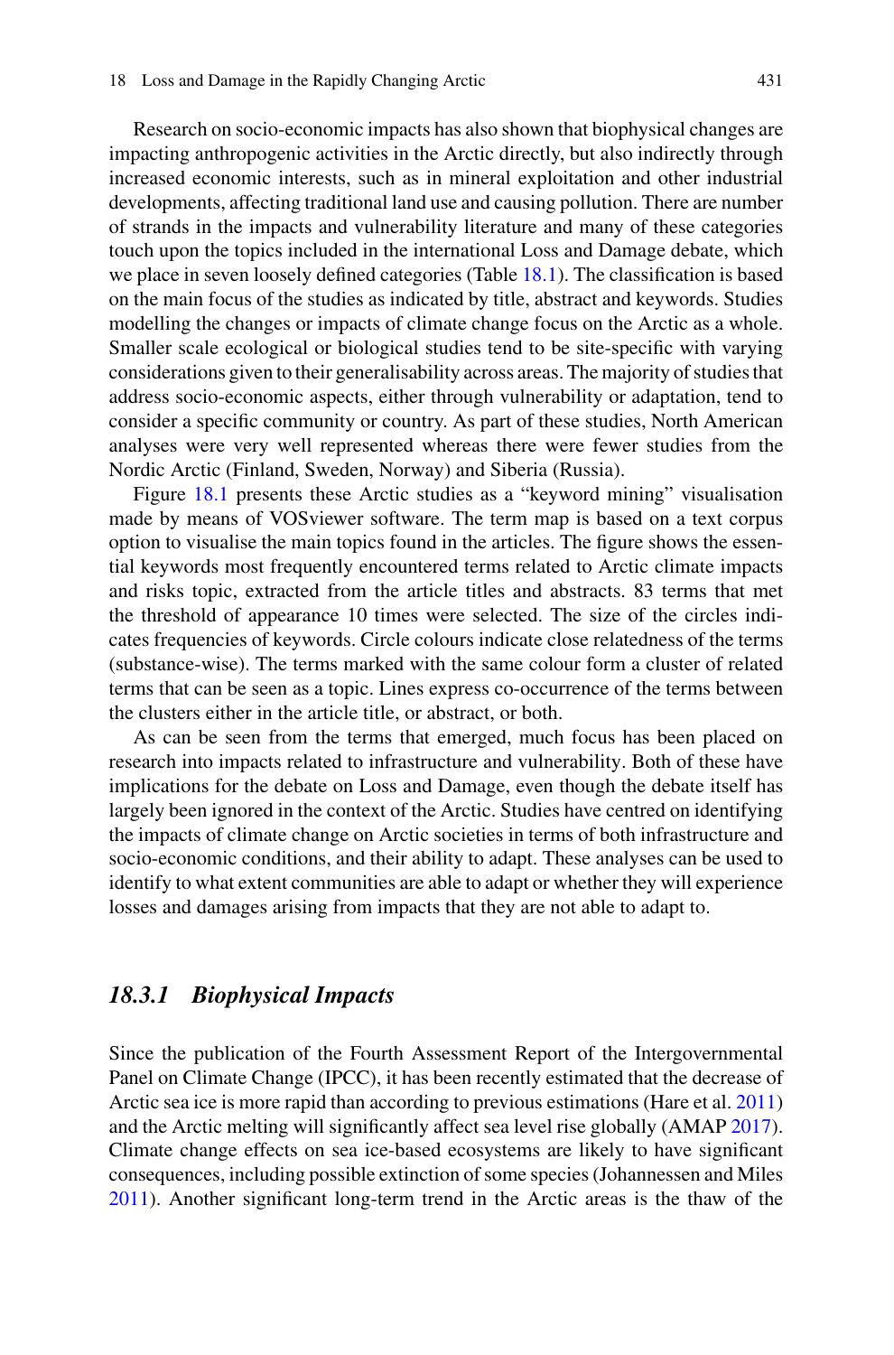Research on socio-economic impacts has also shown that biophysical changes are impacting anthropogenic activities in the Arctic directly, but also indirectly through increased economic interests, such as in mineral exploitation and other industrial developments, affecting traditional land use and causing pollution. There are number of strands in the impacts and vulnerability literature and many of these categories touch upon the topics included in the international Loss and Damage debate, which we place in seven loosely defined categories (Table 18.1). The classification is based on the main focus of the studies as indicated by title, abstract and keywords. Studies modelling the changes or impacts of climate change focus on the Arctic as a whole. Smaller scale ecological or biological studies tend to be site-specific with varying considerations given to their generalisability across areas. The majority of studies that address socio-economic aspects, either through vulnerability or adaptation, tend to consider a specific community or country. As part of these studies, North American analyses were very well represented whereas there were fewer studies from the Nordic Arctic (Finland, Sweden, Norway) and Siberia (Russia).

Figure 18.1 presents these Arctic studies as a "keyword mining" visualisation made by means of VOSviewer software. The term map is based on a text corpus option to visualise the main topics found in the articles. The figure shows the essential keywords most frequently encountered terms related to Arctic climate impacts and risks topic, extracted from the article titles and abstracts. 83 terms that met the threshold of appearance 10 times were selected. The size of the circles indicates frequencies of keywords. Circle colours indicate close relatedness of the terms (substance-wise). The terms marked with the same colour form a cluster of related terms that can be seen as a topic. Lines express co-occurrence of the terms between the clusters either in the article title, or abstract, or both.

As can be seen from the terms that emerged, much focus has been placed on research into impacts related to infrastructure and vulnerability. Both of these have implications for the debate on Loss and Damage, even though the debate itself has largely been ignored in the context of the Arctic. Studies have centred on identifying the impacts of climate change on Arctic societies in terms of both infrastructure and socio-economic conditions, and their ability to adapt. These analyses can be used to identify to what extent communities are able to adapt or whether they will experience losses and damages arising from impacts that they are not able to adapt to.

### *18.3.1 Biophysical Impacts*

Since the publication of the Fourth Assessment Report of the Intergovernmental Panel on Climate Change (IPCC), it has been recently estimated that the decrease of Arctic sea ice is more rapid than according to previous estimations (Hare et al. 2011) and the Arctic melting will significantly affect sea level rise globally (AMAP 2017). Climate change effects on sea ice-based ecosystems are likely to have significant consequences, including possible extinction of some species (Johannessen and Miles 2011). Another significant long-term trend in the Arctic areas is the thaw of the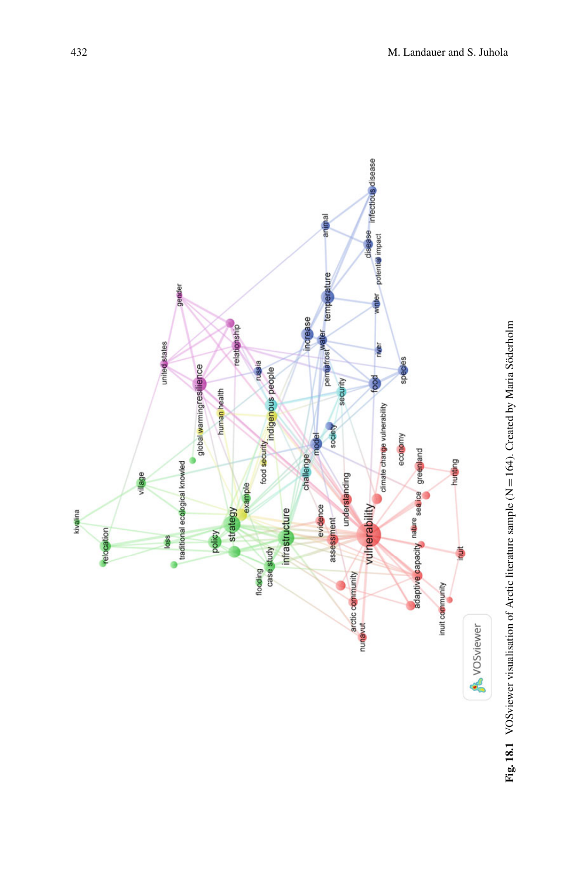**Fig. 18.1** VOSviewer visualisation of Arctic literature sample (N = 164). Created by Maria Söderholm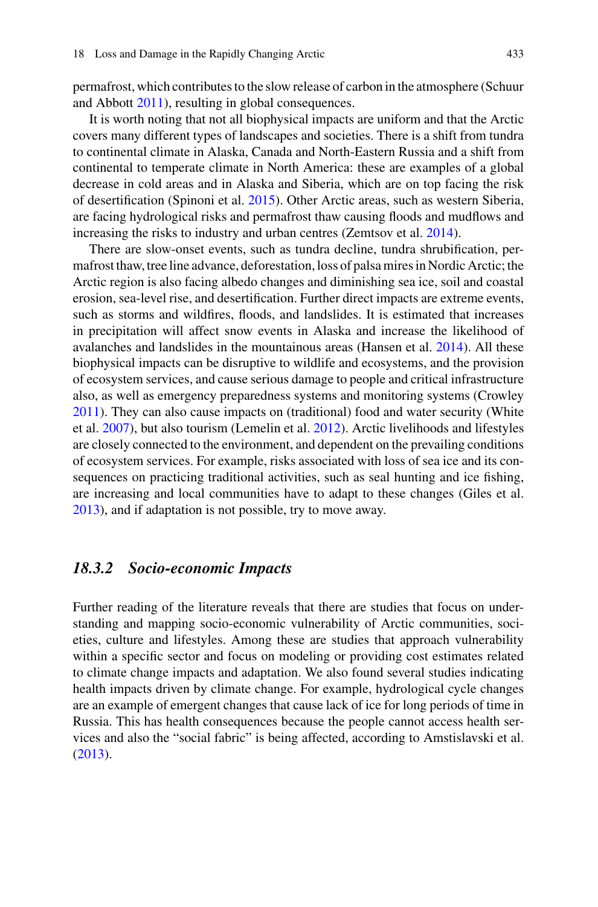permafrost, which contributes to the slow release of carbon in the atmosphere (Schuur and Abbott 2011), resulting in global consequences.

It is worth noting that not all biophysical impacts are uniform and that the Arctic covers many different types of landscapes and societies. There is a shift from tundra to continental climate in Alaska, Canada and North-Eastern Russia and a shift from continental to temperate climate in North America: these are examples of a global decrease in cold areas and in Alaska and Siberia, which are on top facing the risk of desertification (Spinoni et al. 2015). Other Arctic areas, such as western Siberia, are facing hydrological risks and permafrost thaw causing floods and mudflows and increasing the risks to industry and urban centres (Zemtsov et al. 2014).

There are slow-onset events, such as tundra decline, tundra shrubification, permafrost thaw, tree line advance, deforestation, loss of palsa mires in Nordic Arctic; the Arctic region is also facing albedo changes and diminishing sea ice, soil and coastal erosion, sea-level rise, and desertification. Further direct impacts are extreme events, such as storms and wildfires, floods, and landslides. It is estimated that increases in precipitation will affect snow events in Alaska and increase the likelihood of avalanches and landslides in the mountainous areas (Hansen et al. 2014). All these biophysical impacts can be disruptive to wildlife and ecosystems, and the provision of ecosystem services, and cause serious damage to people and critical infrastructure also, as well as emergency preparedness systems and monitoring systems (Crowley 2011). They can also cause impacts on (traditional) food and water security (White et al. 2007), but also tourism (Lemelin et al. 2012). Arctic livelihoods and lifestyles are closely connected to the environment, and dependent on the prevailing conditions of ecosystem services. For example, risks associated with loss of sea ice and its consequences on practicing traditional activities, such as seal hunting and ice fishing, are increasing and local communities have to adapt to these changes (Giles et al. 2013), and if adaptation is not possible, try to move away.

### *18.3.2 Socio-economic Impacts*

Further reading of the literature reveals that there are studies that focus on understanding and mapping socio-economic vulnerability of Arctic communities, societies, culture and lifestyles. Among these are studies that approach vulnerability within a specific sector and focus on modeling or providing cost estimates related to climate change impacts and adaptation. We also found several studies indicating health impacts driven by climate change. For example, hydrological cycle changes are an example of emergent changes that cause lack of ice for long periods of time in Russia. This has health consequences because the people cannot access health services and also the "social fabric" is being affected, according to Amstislavski et al. (2013).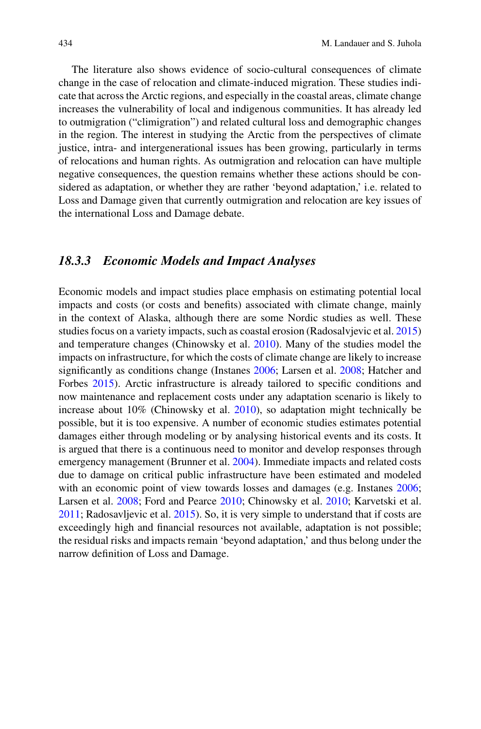The literature also shows evidence of socio-cultural consequences of climate change in the case of relocation and climate-induced migration. These studies indicate that across the Arctic regions, and especially in the coastal areas, climate change increases the vulnerability of local and indigenous communities. It has already led to outmigration ("climigration") and related cultural loss and demographic changes in the region. The interest in studying the Arctic from the perspectives of climate justice, intra- and intergenerational issues has been growing, particularly in terms of relocations and human rights. As outmigration and relocation can have multiple negative consequences, the question remains whether these actions should be considered as adaptation, or whether they are rather 'beyond adaptation,' i.e. related to Loss and Damage given that currently outmigration and relocation are key issues of the international Loss and Damage debate.

### *18.3.3 Economic Models and Impact Analyses*

Economic models and impact studies place emphasis on estimating potential local impacts and costs (or costs and benefits) associated with climate change, mainly in the context of Alaska, although there are some Nordic studies as well. These studies focus on a variety impacts, such as coastal erosion (Radosalvjevic et al. 2015) and temperature changes (Chinowsky et al. 2010). Many of the studies model the impacts on infrastructure, for which the costs of climate change are likely to increase significantly as conditions change (Instanes 2006; Larsen et al. 2008; Hatcher and Forbes 2015). Arctic infrastructure is already tailored to specific conditions and now maintenance and replacement costs under any adaptation scenario is likely to increase about 10% (Chinowsky et al. 2010), so adaptation might technically be possible, but it is too expensive. A number of economic studies estimates potential damages either through modeling or by analysing historical events and its costs. It is argued that there is a continuous need to monitor and develop responses through emergency management (Brunner et al. 2004). Immediate impacts and related costs due to damage on critical public infrastructure have been estimated and modeled with an economic point of view towards losses and damages (e.g. Instanes 2006; Larsen et al. 2008; Ford and Pearce 2010; Chinowsky et al. 2010; Karvetski et al. 2011; Radosavljevic et al. 2015). So, it is very simple to understand that if costs are exceedingly high and financial resources not available, adaptation is not possible; the residual risks and impacts remain 'beyond adaptation,' and thus belong under the narrow definition of Loss and Damage.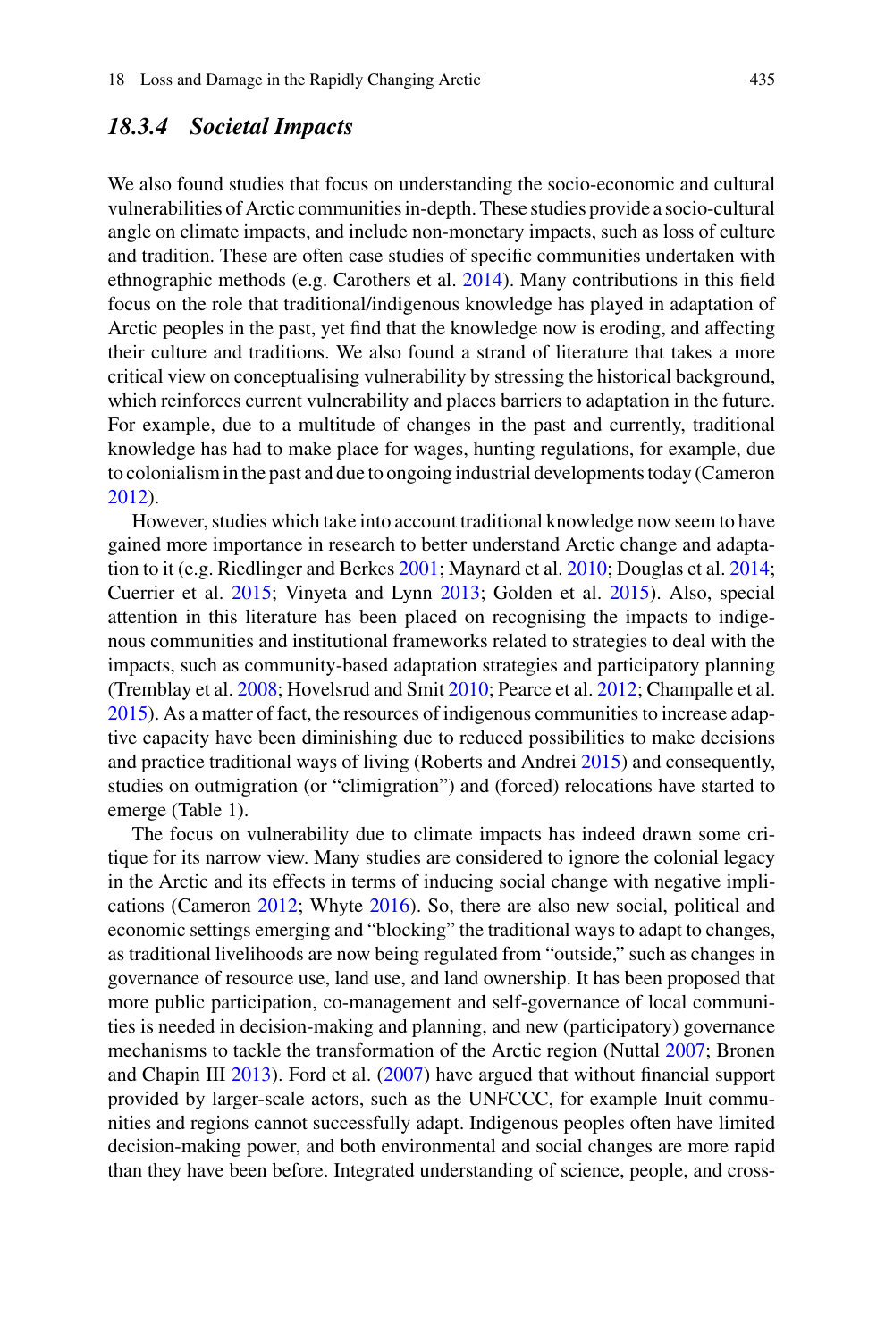### *18.3.4 Societal Impacts*

We also found studies that focus on understanding the socio-economic and cultural vulnerabilities of Arctic communities in-depth. These studies provide a socio-cultural angle on climate impacts, and include non-monetary impacts, such as loss of culture and tradition. These are often case studies of specific communities undertaken with ethnographic methods (e.g. Carothers et al. 2014). Many contributions in this field focus on the role that traditional/indigenous knowledge has played in adaptation of Arctic peoples in the past, yet find that the knowledge now is eroding, and affecting their culture and traditions. We also found a strand of literature that takes a more critical view on conceptualising vulnerability by stressing the historical background, which reinforces current vulnerability and places barriers to adaptation in the future. For example, due to a multitude of changes in the past and currently, traditional knowledge has had to make place for wages, hunting regulations, for example, due to colonialism in the past and due to ongoing industrial developments today (Cameron 2012).

However, studies which take into account traditional knowledge now seem to have gained more importance in research to better understand Arctic change and adaptation to it (e.g. Riedlinger and Berkes 2001; Maynard et al. 2010; Douglas et al. 2014; Cuerrier et al. 2015; Vinyeta and Lynn 2013; Golden et al. 2015). Also, special attention in this literature has been placed on recognising the impacts to indigenous communities and institutional frameworks related to strategies to deal with the impacts, such as community-based adaptation strategies and participatory planning (Tremblay et al. 2008; Hovelsrud and Smit 2010; Pearce et al. 2012; Champalle et al. 2015). As a matter of fact, the resources of indigenous communities to increase adaptive capacity have been diminishing due to reduced possibilities to make decisions and practice traditional ways of living (Roberts and Andrei 2015) and consequently, studies on outmigration (or "climigration") and (forced) relocations have started to emerge (Table 1).

The focus on vulnerability due to climate impacts has indeed drawn some critique for its narrow view. Many studies are considered to ignore the colonial legacy in the Arctic and its effects in terms of inducing social change with negative implications (Cameron 2012; Whyte 2016). So, there are also new social, political and economic settings emerging and "blocking" the traditional ways to adapt to changes, as traditional livelihoods are now being regulated from "outside," such as changes in governance of resource use, land use, and land ownership. It has been proposed that more public participation, co-management and self-governance of local communities is needed in decision-making and planning, and new (participatory) governance mechanisms to tackle the transformation of the Arctic region (Nuttal 2007; Bronen and Chapin III 2013). Ford et al. (2007) have argued that without financial support provided by larger-scale actors, such as the UNFCCC, for example Inuit communities and regions cannot successfully adapt. Indigenous peoples often have limited decision-making power, and both environmental and social changes are more rapid than they have been before. Integrated understanding of science, people, and cross-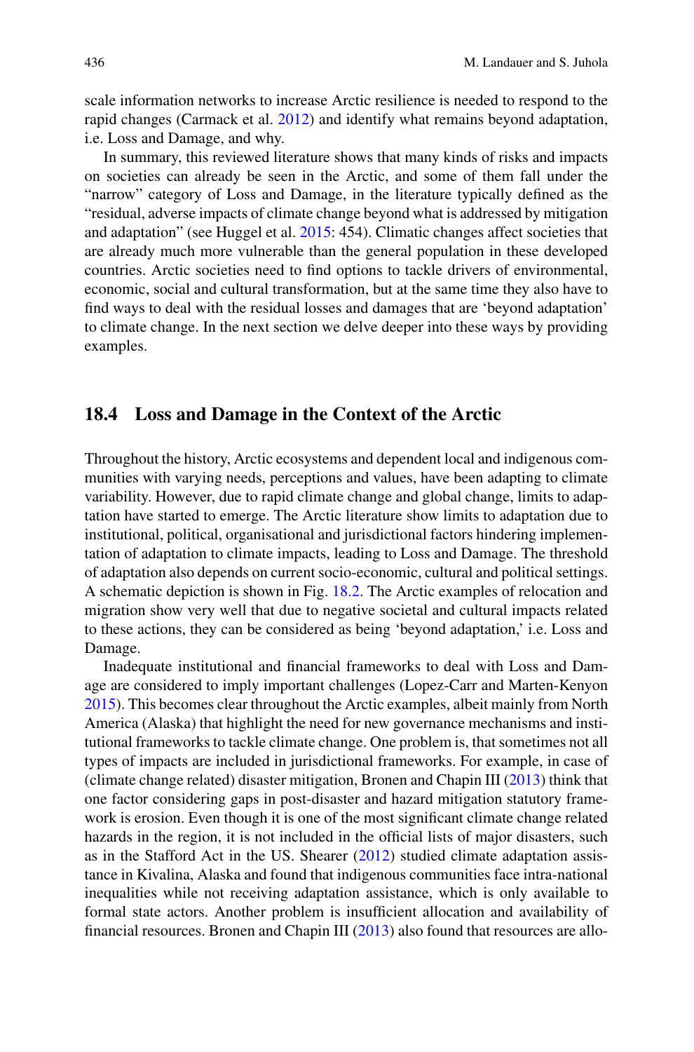scale information networks to increase Arctic resilience is needed to respond to the rapid changes (Carmack et al. 2012) and identify what remains beyond adaptation, i.e. Loss and Damage, and why.

In summary, this reviewed literature shows that many kinds of risks and impacts on societies can already be seen in the Arctic, and some of them fall under the "narrow" category of Loss and Damage, in the literature typically defined as the "residual, adverse impacts of climate change beyond what is addressed by mitigation and adaptation" (see Huggel et al. 2015: 454). Climatic changes affect societies that are already much more vulnerable than the general population in these developed countries. Arctic societies need to find options to tackle drivers of environmental, economic, social and cultural transformation, but at the same time they also have to find ways to deal with the residual losses and damages that are 'beyond adaptation' to climate change. In the next section we delve deeper into these ways by providing examples.

## 18.4 Loss and Damage in the Context of the Arctic

Throughout the history, Arctic ecosystems and dependent local and indigenous communities with varying needs, perceptions and values, have been adapting to climate variability. However, due to rapid climate change and global change, limits to adaptation have started to emerge. The Arctic literature show limits to adaptation due to institutional, political, organisational and jurisdictional factors hindering implementation of adaptation to climate impacts, leading to Loss and Damage. The threshold of adaptation also depends on current socio-economic, cultural and political settings. A schematic depiction is shown in Fig. 18.2. The Arctic examples of relocation and migration show very well that due to negative societal and cultural impacts related to these actions, they can be considered as being 'beyond adaptation,' i.e. Loss and Damage.

Inadequate institutional and financial frameworks to deal with Loss and Damage are considered to imply important challenges (Lopez-Carr and Marten-Kenyon 2015). This becomes clear throughout the Arctic examples, albeit mainly from North America (Alaska) that highlight the need for new governance mechanisms and institutional frameworks to tackle climate change. One problem is, that sometimes not all types of impacts are included in jurisdictional frameworks. For example, in case of (climate change related) disaster mitigation, Bronen and Chapin III (2013) think that one factor considering gaps in post-disaster and hazard mitigation statutory framework is erosion. Even though it is one of the most significant climate change related hazards in the region, it is not included in the official lists of major disasters, such as in the Stafford Act in the US. Shearer (2012) studied climate adaptation assistance in Kivalina, Alaska and found that indigenous communities face intra-national inequalities while not receiving adaptation assistance, which is only available to formal state actors. Another problem is insufficient allocation and availability of financial resources. Bronen and Chapin III (2013) also found that resources are allo-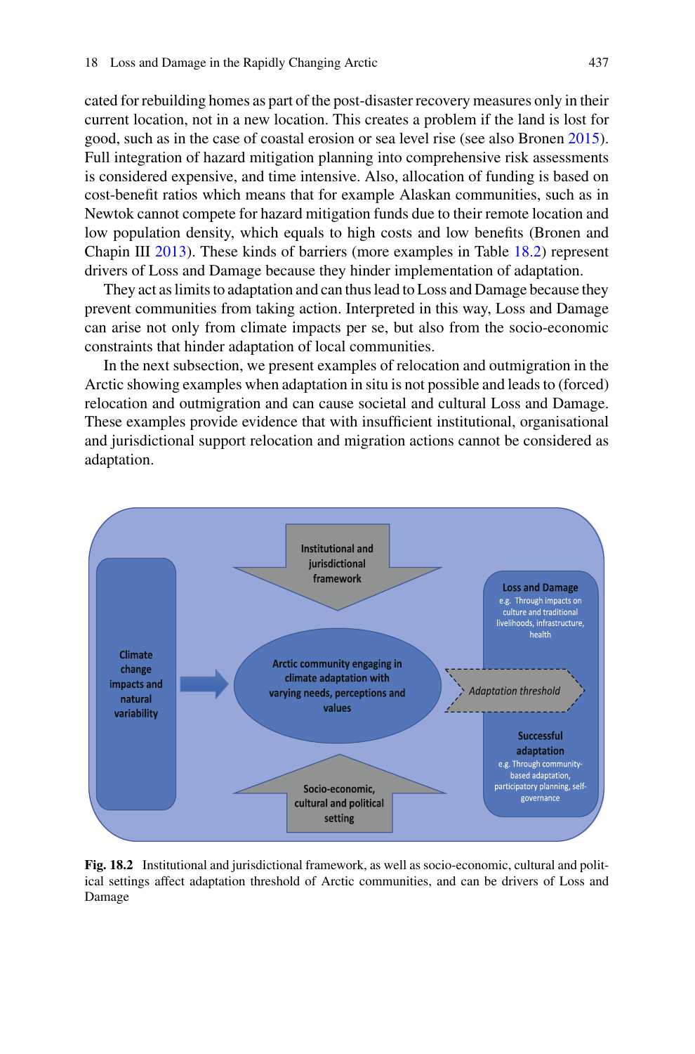cated for rebuilding homes as part of the post-disaster recovery measures only in their current location, not in a new location. This creates a problem if the land is lost for good, such as in the case of coastal erosion or sea level rise (see also Bronen 2015). Full integration of hazard mitigation planning into comprehensive risk assessments is considered expensive, and time intensive. Also, allocation of funding is based on cost-benefit ratios which means that for example Alaskan communities, such as in Newtok cannot compete for hazard mitigation funds due to their remote location and low population density, which equals to high costs and low benefits (Bronen and Chapin III 2013). These kinds of barriers (more examples in Table 18.2) represent drivers of Loss and Damage because they hinder implementation of adaptation.

They act as limits to adaptation and can thus lead to Loss and Damage because they prevent communities from taking action. Interpreted in this way, Loss and Damage can arise not only from climate impacts per se, but also from the socio-economic constraints that hinder adaptation of local communities.

In the next subsection, we present examples of relocation and outmigration in the Arctic showing examples when adaptation in situ is not possible and leads to (forced) relocation and outmigration and can cause societal and cultural Loss and Damage. These examples provide evidence that with insufficient institutional, organisational and jurisdictional support relocation and migration actions cannot be considered as adaptation.

**Fig. 18.2** Institutional and jurisdictional framework, as well as socio-economic, cultural and political settings affect adaptation threshold of Arctic communities, and can be drivers of Loss and Damage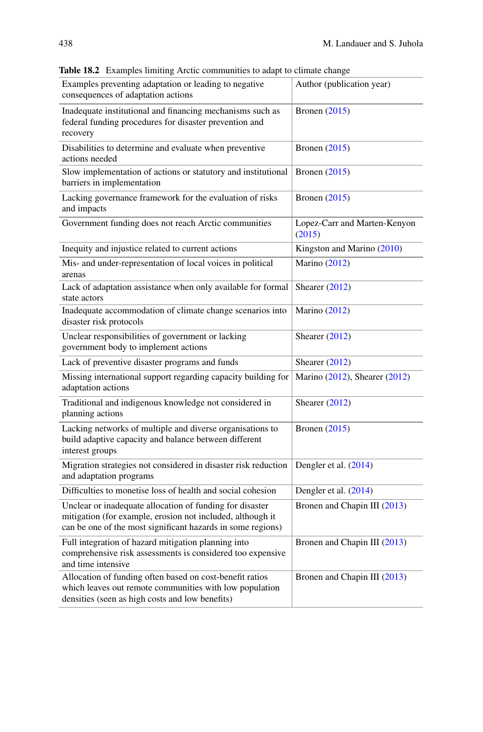**Table 18.2** Examples limiting Arctic communities to adapt to climate change

| Examples preventing adaptation or leading to negative consequences of adaptation actions | Author (publication year) |
|---|---|
| Inadequate institutional and financing mechanisms such as federal funding procedures for disaster prevention and recovery | Bronen (2015) |
| Disabilities to determine and evaluate when preventive actions needed | Bronen (2015) |
| Slow implementation of actions or statutory and institutional barriers in implementation | Bronen (2015) |
| Lacking governance framework for the evaluation of risks and impacts | Bronen (2015) |
| Government funding does not reach Arctic communities | Lopez-Carr and Marten-Kenyon (2015) |
| Inequity and injustice related to current actions | Kingston and Marino (2010) |
| Mis- and under-representation of local voices in political arenas | Marino (2012) |
| Lack of adaptation assistance when only available for formal state actors | Shearer (2012) |
| Inadequate accommodation of climate change scenarios into disaster risk protocols | Marino (2012) |
| Unclear responsibilities of government or lacking government body to implement actions | Shearer (2012) |
| Lack of preventive disaster programs and funds | Shearer (2012) |
| Missing international support regarding capacity building for adaptation actions | Marino (2012), Shearer (2012) |
| Traditional and indigenous knowledge not considered in planning actions | Shearer (2012) |
| Lacking networks of multiple and diverse organisations to build adaptive capacity and balance between different interest groups | Bronen (2015) |
| Migration strategies not considered in disaster risk reduction and adaptation programs | Dengler et al. (2014) |
| Difficulties to monetise loss of health and social cohesion | Dengler et al. (2014) |
| Unclear or inadequate allocation of funding for disaster mitigation (for example, erosion not included, although it can be one of the most significant hazards in some regions) | Bronen and Chapin III (2013) |
| Full integration of hazard mitigation planning into comprehensive risk assessments is considered too expensive and time intensive | Bronen and Chapin III (2013) |
| Allocation of funding often based on cost-benefit ratios which leaves out remote communities with low population densities (seen as high costs and low benefits) | Bronen and Chapin III (2013) |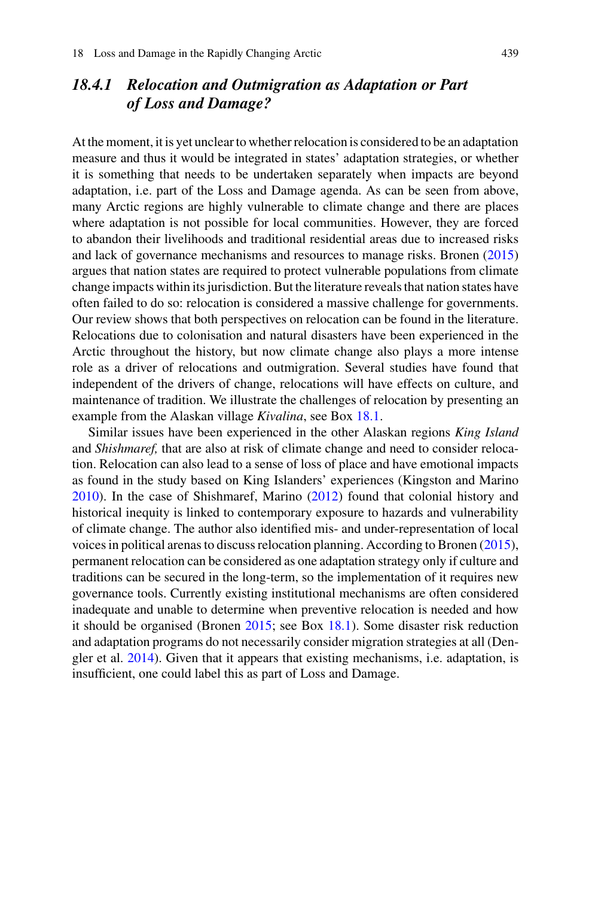### *18.4.1 Relocation and Outmigration as Adaptation or Part of Loss and Damage?*

At the moment, it is yet unclear to whether relocation is considered to be an adaptation measure and thus it would be integrated in states' adaptation strategies, or whether it is something that needs to be undertaken separately when impacts are beyond adaptation, i.e. part of the Loss and Damage agenda. As can be seen from above, many Arctic regions are highly vulnerable to climate change and there are places where adaptation is not possible for local communities. However, they are forced to abandon their livelihoods and traditional residential areas due to increased risks and lack of governance mechanisms and resources to manage risks. Bronen (2015) argues that nation states are required to protect vulnerable populations from climate change impacts within its jurisdiction. But the literature reveals that nation states have often failed to do so: relocation is considered a massive challenge for governments. Our review shows that both perspectives on relocation can be found in the literature. Relocations due to colonisation and natural disasters have been experienced in the Arctic throughout the history, but now climate change also plays a more intense role as a driver of relocations and outmigration. Several studies have found that independent of the drivers of change, relocations will have effects on culture, and maintenance of tradition. We illustrate the challenges of relocation by presenting an example from the Alaskan village *Kivalina*, see Box 18.1.

Similar issues have been experienced in the other Alaskan regions *King Island* and *Shishmaref,* that are also at risk of climate change and need to consider relocation. Relocation can also lead to a sense of loss of place and have emotional impacts as found in the study based on King Islanders' experiences (Kingston and Marino 2010). In the case of Shishmaref, Marino (2012) found that colonial history and historical inequity is linked to contemporary exposure to hazards and vulnerability of climate change. The author also identified mis- and under-representation of local voices in political arenas to discuss relocation planning. According to Bronen (2015), permanent relocation can be considered as one adaptation strategy only if culture and traditions can be secured in the long-term, so the implementation of it requires new governance tools. Currently existing institutional mechanisms are often considered inadequate and unable to determine when preventive relocation is needed and how it should be organised (Bronen 2015; see Box 18.1). Some disaster risk reduction and adaptation programs do not necessarily consider migration strategies at all (Dengler et al. 2014). Given that it appears that existing mechanisms, i.e. adaptation, is insufficient, one could label this as part of Loss and Damage.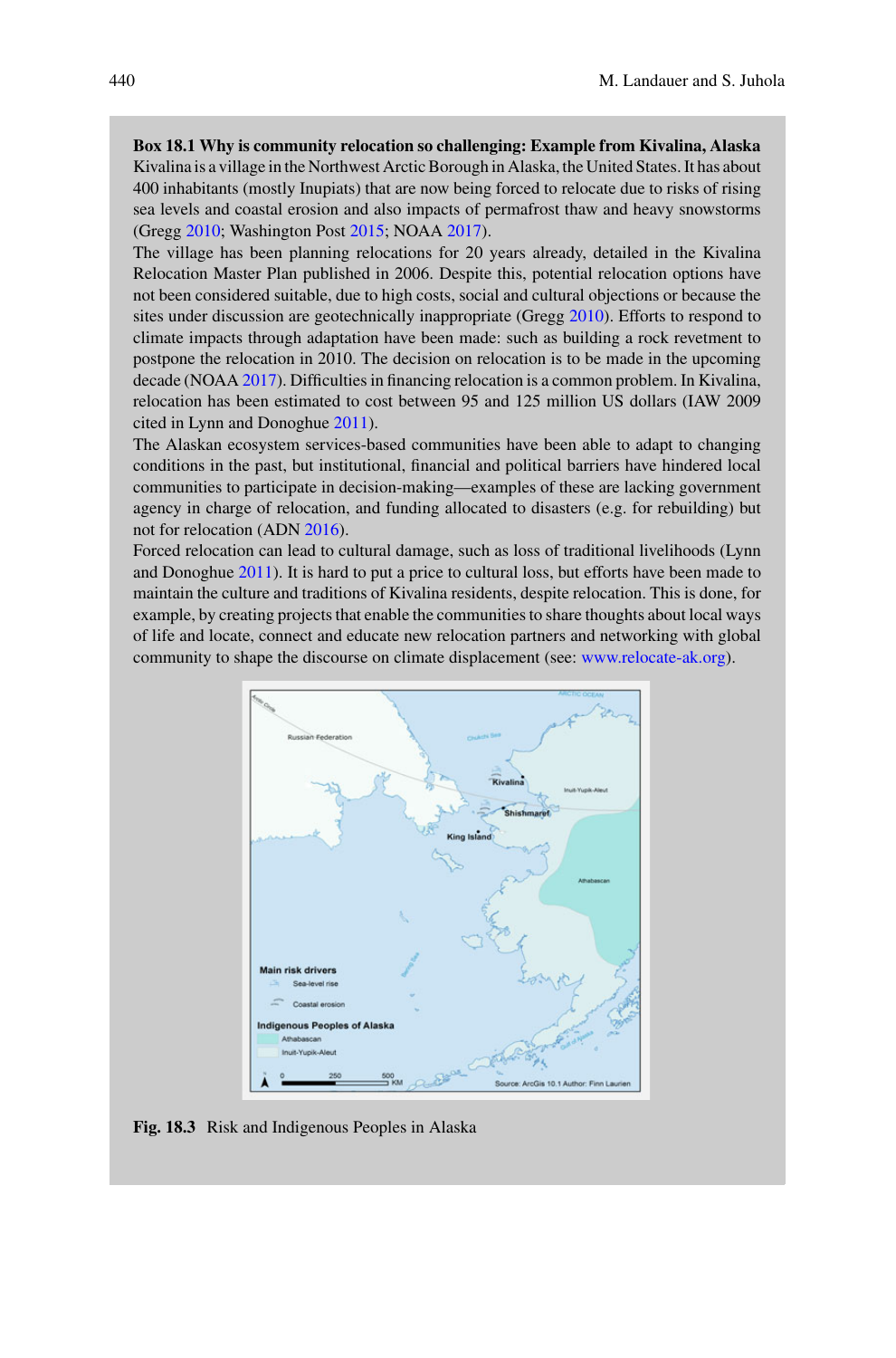**Box 18.1 Why is community relocation so challenging: Example from Kivalina, Alaska**

Kivalina is a village in the Northwest Arctic Borough in Alaska, the United States. It has about 400 inhabitants (mostly Inupiats) that are now being forced to relocate due to risks of rising sea levels and coastal erosion and also impacts of permafrost thaw and heavy snowstorms (Gregg 2010; Washington Post 2015; NOAA 2017).

The village has been planning relocations for 20 years already, detailed in the Kivalina Relocation Master Plan published in 2006. Despite this, potential relocation options have not been considered suitable, due to high costs, social and cultural objections or because the sites under discussion are geotechnically inappropriate (Gregg 2010). Efforts to respond to climate impacts through adaptation have been made: such as building a rock revetment to postpone the relocation in 2010. The decision on relocation is to be made in the upcoming decade (NOAA 2017). Difficulties in financing relocation is a common problem. In Kivalina, relocation has been estimated to cost between 95 and 125 million US dollars (IAW 2009 cited in Lynn and Donoghue 2011).

The Alaskan ecosystem services-based communities have been able to adapt to changing conditions in the past, but institutional, financial and political barriers have hindered local communities to participate in decision-making—examples of these are lacking government agency in charge of relocation, and funding allocated to disasters (e.g. for rebuilding) but not for relocation (ADN 2016).

Forced relocation can lead to cultural damage, such as loss of traditional livelihoods (Lynn and Donoghue 2011). It is hard to put a price to cultural loss, but efforts have been made to maintain the culture and traditions of Kivalina residents, despite relocation. This is done, for example, by creating projects that enable the communities to share thoughts about local ways of life and locate, connect and educate new relocation partners and networking with global community to shape the discourse on climate displacement (see: www.relocate-ak.org).

**Fig. 18.3** Risk and Indigenous Peoples in Alaska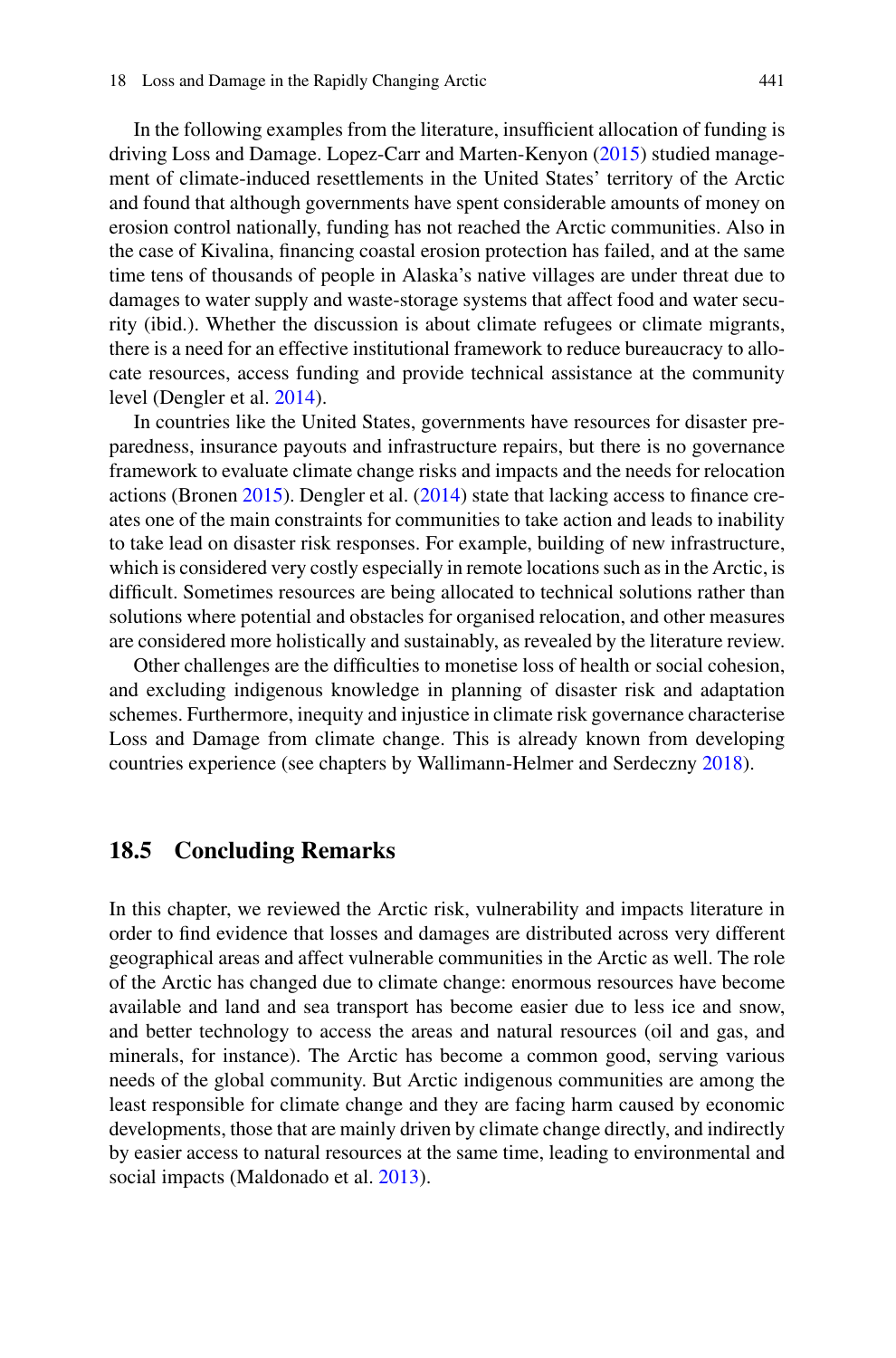In the following examples from the literature, insufficient allocation of funding is driving Loss and Damage. Lopez-Carr and Marten-Kenyon (2015) studied management of climate-induced resettlements in the United States' territory of the Arctic and found that although governments have spent considerable amounts of money on erosion control nationally, funding has not reached the Arctic communities. Also in the case of Kivalina, financing coastal erosion protection has failed, and at the same time tens of thousands of people in Alaska's native villages are under threat due to damages to water supply and waste-storage systems that affect food and water security (ibid.). Whether the discussion is about climate refugees or climate migrants, there is a need for an effective institutional framework to reduce bureaucracy to allocate resources, access funding and provide technical assistance at the community level (Dengler et al. 2014).

In countries like the United States, governments have resources for disaster preparedness, insurance payouts and infrastructure repairs, but there is no governance framework to evaluate climate change risks and impacts and the needs for relocation actions (Bronen 2015). Dengler et al. (2014) state that lacking access to finance creates one of the main constraints for communities to take action and leads to inability to take lead on disaster risk responses. For example, building of new infrastructure, which is considered very costly especially in remote locations such as in the Arctic, is difficult. Sometimes resources are being allocated to technical solutions rather than solutions where potential and obstacles for organised relocation, and other measures are considered more holistically and sustainably, as revealed by the literature review.

Other challenges are the difficulties to monetise loss of health or social cohesion, and excluding indigenous knowledge in planning of disaster risk and adaptation schemes. Furthermore, inequity and injustice in climate risk governance characterise Loss and Damage from climate change. This is already known from developing countries experience (see chapters by Wallimann-Helmer and Serdeczny 2018).

## 18.5 Concluding Remarks

In this chapter, we reviewed the Arctic risk, vulnerability and impacts literature in order to find evidence that losses and damages are distributed across very different geographical areas and affect vulnerable communities in the Arctic as well. The role of the Arctic has changed due to climate change: enormous resources have become available and land and sea transport has become easier due to less ice and snow, and better technology to access the areas and natural resources (oil and gas, and minerals, for instance). The Arctic has become a common good, serving various needs of the global community. But Arctic indigenous communities are among the least responsible for climate change and they are facing harm caused by economic developments, those that are mainly driven by climate change directly, and indirectly by easier access to natural resources at the same time, leading to environmental and social impacts (Maldonado et al. 2013).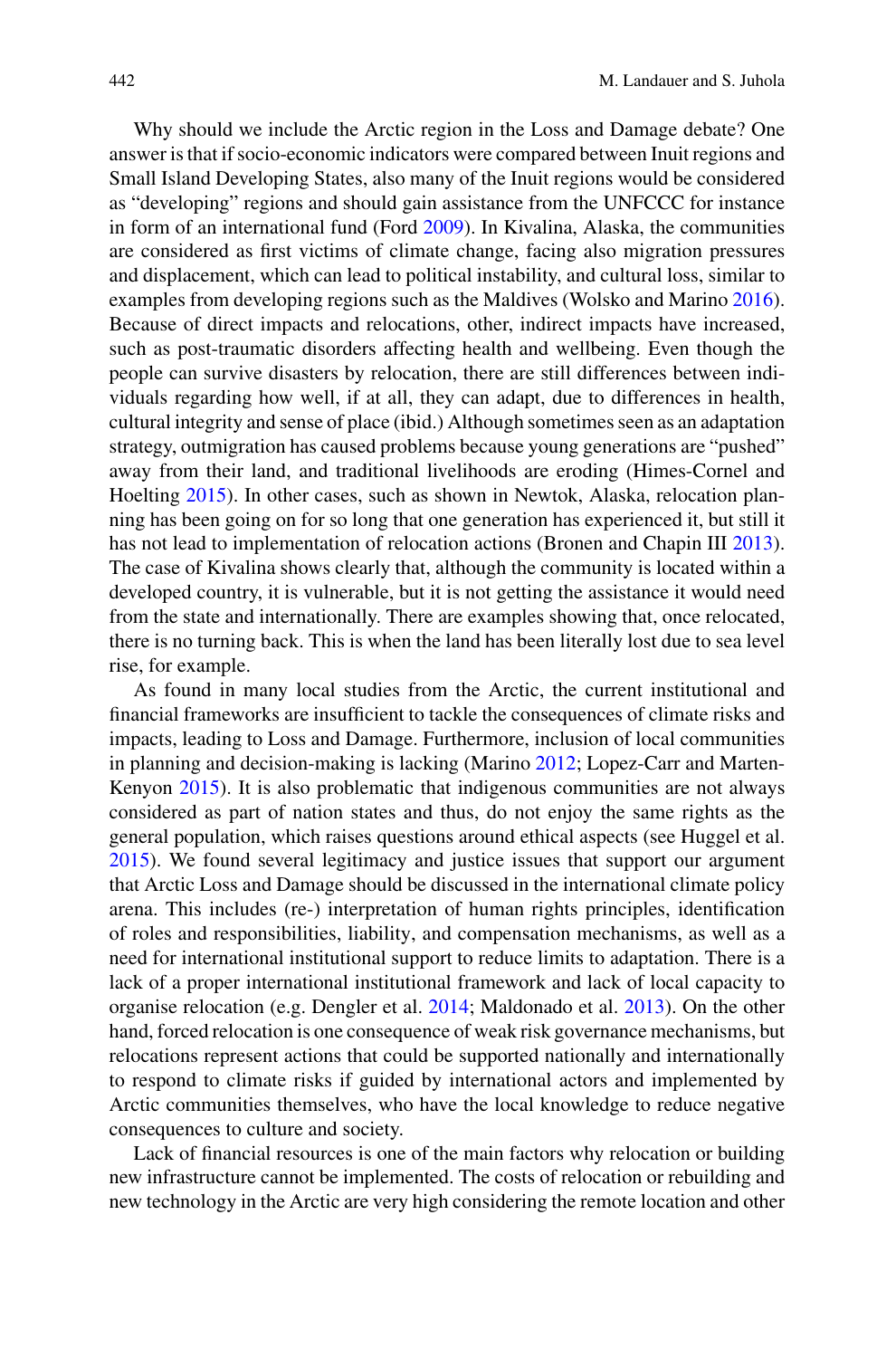Why should we include the Arctic region in the Loss and Damage debate? One answer is that if socio-economic indicators were compared between Inuit regions and Small Island Developing States, also many of the Inuit regions would be considered as "developing" regions and should gain assistance from the UNFCCC for instance in form of an international fund (Ford 2009). In Kivalina, Alaska, the communities are considered as first victims of climate change, facing also migration pressures and displacement, which can lead to political instability, and cultural loss, similar to examples from developing regions such as the Maldives (Wolsko and Marino 2016). Because of direct impacts and relocations, other, indirect impacts have increased, such as post-traumatic disorders affecting health and wellbeing. Even though the people can survive disasters by relocation, there are still differences between individuals regarding how well, if at all, they can adapt, due to differences in health, cultural integrity and sense of place (ibid.) Although sometimes seen as an adaptation strategy, outmigration has caused problems because young generations are "pushed" away from their land, and traditional livelihoods are eroding (Himes-Cornel and Hoelting 2015). In other cases, such as shown in Newtok, Alaska, relocation planning has been going on for so long that one generation has experienced it, but still it has not lead to implementation of relocation actions (Bronen and Chapin III 2013). The case of Kivalina shows clearly that, although the community is located within a developed country, it is vulnerable, but it is not getting the assistance it would need from the state and internationally. There are examples showing that, once relocated, there is no turning back. This is when the land has been literally lost due to sea level rise, for example.

As found in many local studies from the Arctic, the current institutional and financial frameworks are insufficient to tackle the consequences of climate risks and impacts, leading to Loss and Damage. Furthermore, inclusion of local communities in planning and decision-making is lacking (Marino 2012; Lopez-Carr and Marten-Kenyon 2015). It is also problematic that indigenous communities are not always considered as part of nation states and thus, do not enjoy the same rights as the general population, which raises questions around ethical aspects (see Huggel et al. 2015). We found several legitimacy and justice issues that support our argument that Arctic Loss and Damage should be discussed in the international climate policy arena. This includes (re-) interpretation of human rights principles, identification of roles and responsibilities, liability, and compensation mechanisms, as well as a need for international institutional support to reduce limits to adaptation. There is a lack of a proper international institutional framework and lack of local capacity to organise relocation (e.g. Dengler et al. 2014; Maldonado et al. 2013). On the other hand, forced relocation is one consequence of weak risk governance mechanisms, but relocations represent actions that could be supported nationally and internationally to respond to climate risks if guided by international actors and implemented by Arctic communities themselves, who have the local knowledge to reduce negative consequences to culture and society.

Lack of financial resources is one of the main factors why relocation or building new infrastructure cannot be implemented. The costs of relocation or rebuilding and new technology in the Arctic are very high considering the remote location and other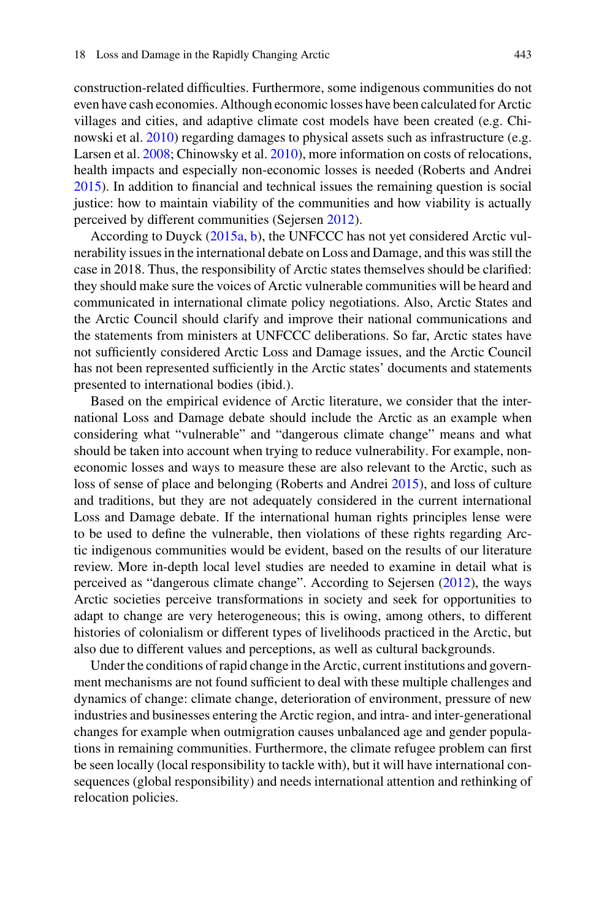construction-related difficulties. Furthermore, some indigenous communities do not even have cash economies. Although economic losses have been calculated for Arctic villages and cities, and adaptive climate cost models have been created (e.g. Chinowski et al. 2010) regarding damages to physical assets such as infrastructure (e.g. Larsen et al. 2008; Chinowsky et al. 2010), more information on costs of relocations, health impacts and especially non-economic losses is needed (Roberts and Andrei 2015). In addition to financial and technical issues the remaining question is social justice: how to maintain viability of the communities and how viability is actually perceived by different communities (Sejersen 2012).

According to Duyck (2015a, b), the UNFCCC has not yet considered Arctic vulnerability issues in the international debate on Loss and Damage, and this was still the case in 2018. Thus, the responsibility of Arctic states themselves should be clarified: they should make sure the voices of Arctic vulnerable communities will be heard and communicated in international climate policy negotiations. Also, Arctic States and the Arctic Council should clarify and improve their national communications and the statements from ministers at UNFCCC deliberations. So far, Arctic states have not sufficiently considered Arctic Loss and Damage issues, and the Arctic Council has not been represented sufficiently in the Arctic states' documents and statements presented to international bodies (ibid.).

Based on the empirical evidence of Arctic literature, we consider that the international Loss and Damage debate should include the Arctic as an example when considering what "vulnerable" and "dangerous climate change" means and what should be taken into account when trying to reduce vulnerability. For example, non-economic losses and ways to measure these are also relevant to the Arctic, such as loss of sense of place and belonging (Roberts and Andrei 2015), and loss of culture and traditions, but they are not adequately considered in the current international Loss and Damage debate. If the international human rights principles lense were to be used to define the vulnerable, then violations of these rights regarding Arctic indigenous communities would be evident, based on the results of our literature review. More in-depth local level studies are needed to examine in detail what is perceived as "dangerous climate change". According to Sejersen (2012), the ways Arctic societies perceive transformations in society and seek for opportunities to adapt to change are very heterogeneous; this is owing, among others, to different histories of colonialism or different types of livelihoods practiced in the Arctic, but also due to different values and perceptions, as well as cultural backgrounds.

Under the conditions of rapid change in the Arctic, current institutions and government mechanisms are not found sufficient to deal with these multiple challenges and dynamics of change: climate change, deterioration of environment, pressure of new industries and businesses entering the Arctic region, and intra- and inter-generational changes for example when outmigration causes unbalanced age and gender populations in remaining communities. Furthermore, the climate refugee problem can first be seen locally (local responsibility to tackle with), but it will have international consequences (global responsibility) and needs international attention and rethinking of relocation policies.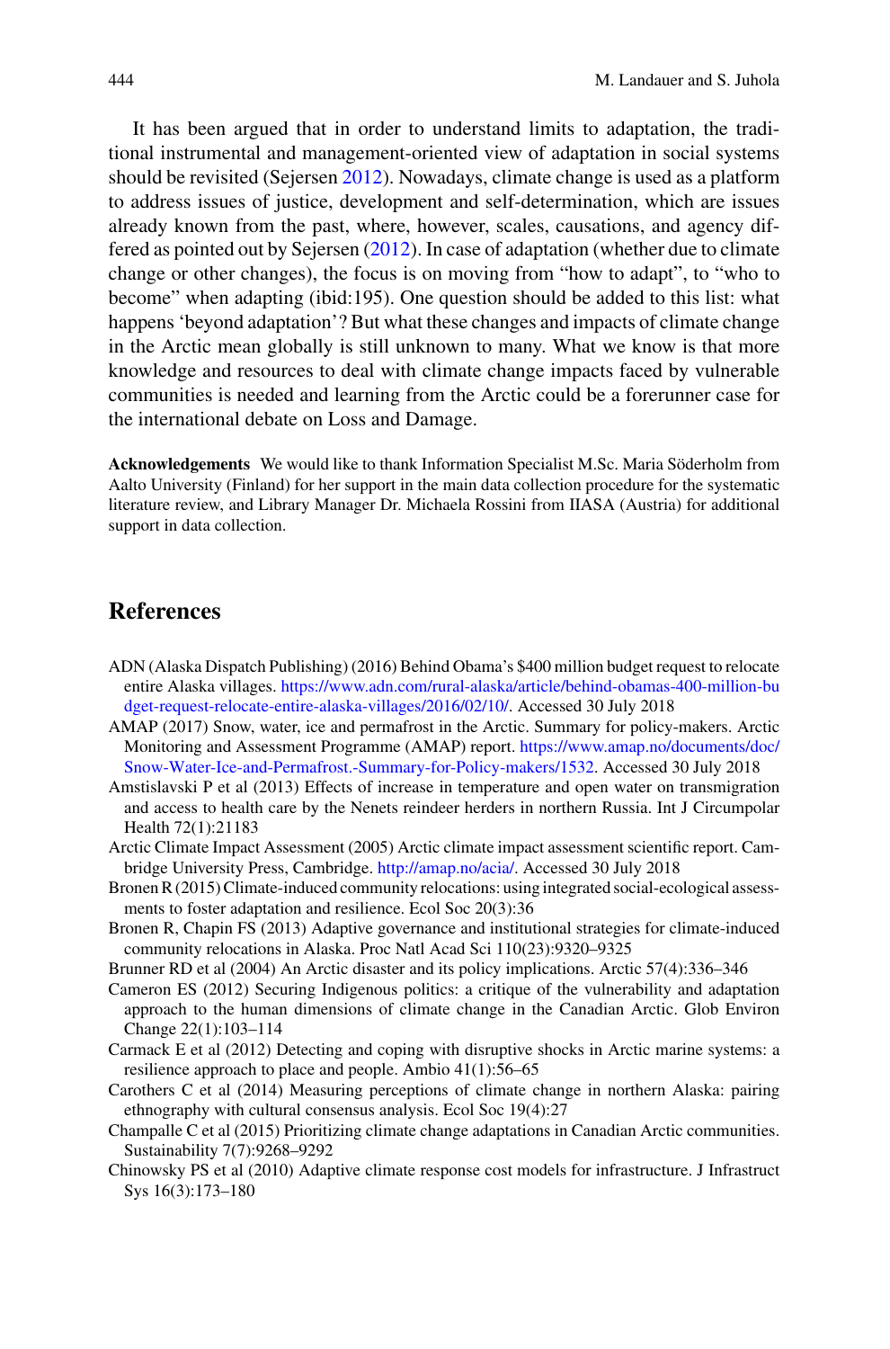It has been argued that in order to understand limits to adaptation, the traditional instrumental and management-oriented view of adaptation in social systems should be revisited (Sejersen 2012). Nowadays, climate change is used as a platform to address issues of justice, development and self-determination, which are issues already known from the past, where, however, scales, causations, and agency differed as pointed out by Sejersen (2012). In case of adaptation (whether due to climate change or other changes), the focus is on moving from "how to adapt", to "who to become" when adapting (ibid:195). One question should be added to this list: what happens 'beyond adaptation'? But what these changes and impacts of climate change in the Arctic mean globally is still unknown to many. What we know is that more knowledge and resources to deal with climate change impacts faced by vulnerable communities is needed and learning from the Arctic could be a forerunner case for the international debate on Loss and Damage.

**Acknowledgements** We would like to thank Information Specialist M.Sc. Maria Söderholm from Aalto University (Finland) for her support in the main data collection procedure for the systematic literature review, and Library Manager Dr. Michaela Rossini from IIASA (Austria) for additional support in data collection.

## References

ADN (Alaska Dispatch Publishing) (2016) Behind Obama's $400 million budget request to relocate entire Alaska villages. https://www.adn.com/rural-alaska/article/behind-obamas-400-million-budget-request-relocate-entire-alaska-villages/2016/02/10/. Accessed 30 July 2018

AMAP (2017) Snow, water, ice and permafrost in the Arctic. Summary for policy-makers. Arctic Monitoring and Assessment Programme (AMAP) report. https://www.amap.no/documents/doc/Snow-Water-Ice-and-Permafrost.-Summary-for-Policy-makers/1532. Accessed 30 July 2018

Amstislavski P et al (2013) Effects of increase in temperature and open water on transmigration and access to health care by the Nenets reindeer herders in northern Russia. Int J Circumpolar Health 72(1):21183

Arctic Climate Impact Assessment (2005) Arctic climate impact assessment scientific report. Cambridge University Press, Cambridge. http://amap.no/acia/. Accessed 30 July 2018

Bronen R (2015) Climate-induced community relocations: using integrated social-ecological assessments to foster adaptation and resilience. Ecol Soc 20(3):36

Bronen R, Chapin FS (2013) Adaptive governance and institutional strategies for climate-induced community relocations in Alaska. Proc Natl Acad Sci 110(23):9320–9325

Brunner RD et al (2004) An Arctic disaster and its policy implications. Arctic 57(4):336–346

Cameron ES (2012) Securing Indigenous politics: a critique of the vulnerability and adaptation approach to the human dimensions of climate change in the Canadian Arctic. Glob Environ Change 22(1):103–114

Carmack E et al (2012) Detecting and coping with disruptive shocks in Arctic marine systems: a resilience approach to place and people. Ambio 41(1):56–65

Carothers C et al (2014) Measuring perceptions of climate change in northern Alaska: pairing ethnography with cultural consensus analysis. Ecol Soc 19(4):27

Champalle C et al (2015) Prioritizing climate change adaptations in Canadian Arctic communities. Sustainability 7(7):9268–9292

Chinowsky PS et al (2010) Adaptive climate response cost models for infrastructure. J Infrastruct Sys 16(3):173–180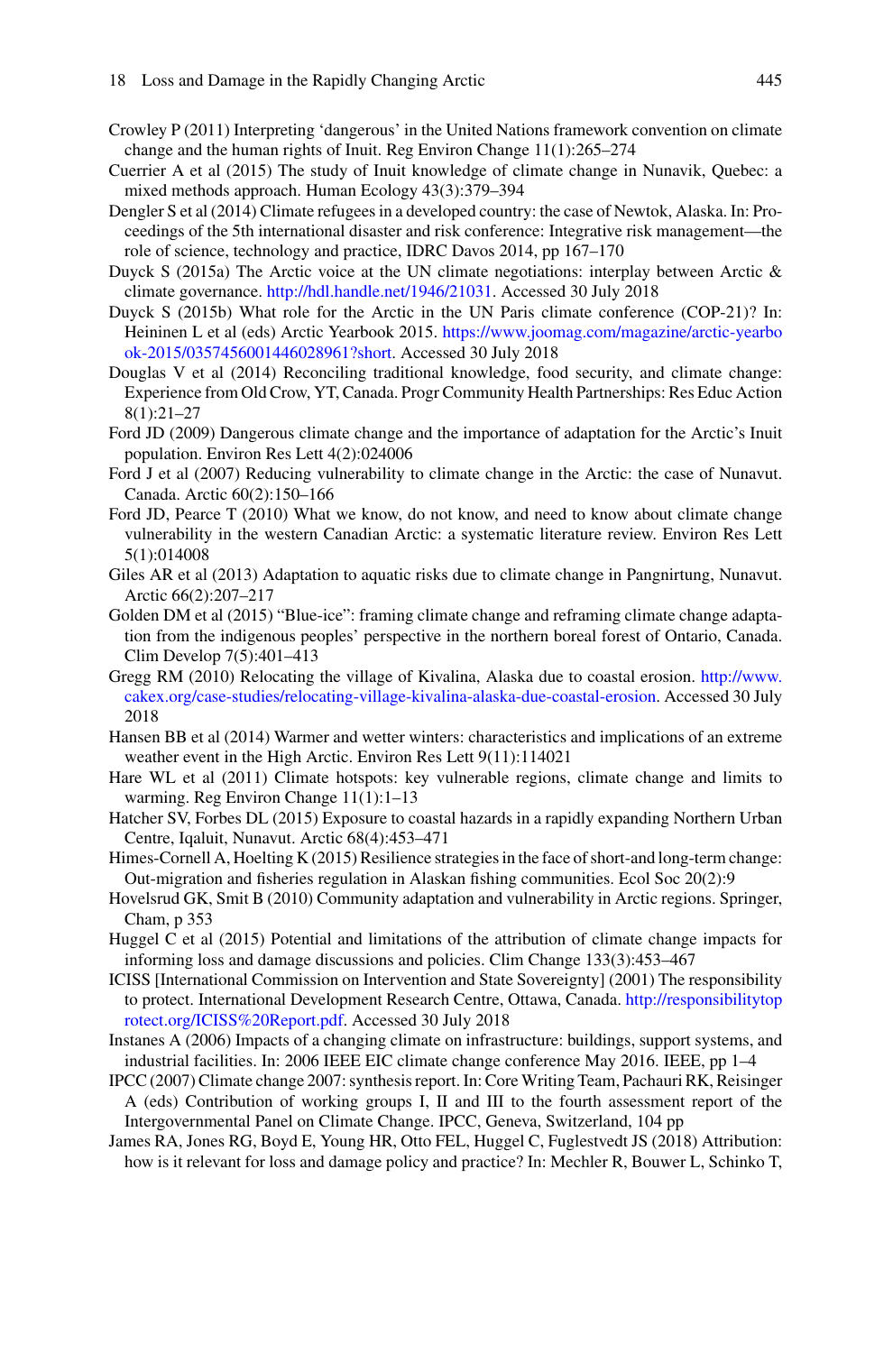Crowley P (2011) Interpreting 'dangerous' in the United Nations framework convention on climate change and the human rights of Inuit. Reg Environ Change 11(1):265–274

Cuerrier A et al (2015) The study of Inuit knowledge of climate change in Nunavik, Quebec: a mixed methods approach. Human Ecology 43(3):379–394

Dengler S et al (2014) Climate refugees in a developed country: the case of Newtok, Alaska. In: Proceedings of the 5th international disaster and risk conference: Integrative risk management—the role of science, technology and practice, IDRC Davos 2014, pp 167–170

Duyck S (2015a) The Arctic voice at the UN climate negotiations: interplay between Arctic & climate governance. http://hdl.handle.net/1946/21031. Accessed 30 July 2018

Duyck S (2015b) What role for the Arctic in the UN Paris climate conference (COP-21)? In: Heininen L et al (eds) Arctic Yearbook 2015. https://www.joomag.com/magazine/arctic-yearbook-2015/0357456001446028961?short. Accessed 30 July 2018

Douglas V et al (2014) Reconciling traditional knowledge, food security, and climate change: Experience from Old Crow, YT, Canada. Progr Community Health Partnerships: Res Educ Action 8(1):21–27

Ford JD (2009) Dangerous climate change and the importance of adaptation for the Arctic's Inuit population. Environ Res Lett 4(2):024006

Ford J et al (2007) Reducing vulnerability to climate change in the Arctic: the case of Nunavut. Canada. Arctic 60(2):150–166

Ford JD, Pearce T (2010) What we know, do not know, and need to know about climate change vulnerability in the western Canadian Arctic: a systematic literature review. Environ Res Lett 5(1):014008

Giles AR et al (2013) Adaptation to aquatic risks due to climate change in Pangnirtung, Nunavut. Arctic 66(2):207–217

Golden DM et al (2015) "Blue-ice": framing climate change and reframing climate change adaptation from the indigenous peoples' perspective in the northern boreal forest of Ontario, Canada. Clim Develop 7(5):401–413

Gregg RM (2010) Relocating the village of Kivalina, Alaska due to coastal erosion. http://www.cakex.org/case-studies/relocating-village-kivalina-alaska-due-coastal-erosion. Accessed 30 July 2018

Hansen BB et al (2014) Warmer and wetter winters: characteristics and implications of an extreme weather event in the High Arctic. Environ Res Lett 9(11):114021

Hare WL et al (2011) Climate hotspots: key vulnerable regions, climate change and limits to warming. Reg Environ Change 11(1):1–13

Hatcher SV, Forbes DL (2015) Exposure to coastal hazards in a rapidly expanding Northern Urban Centre, Iqaluit, Nunavut. Arctic 68(4):453–471

Himes-Cornell A, Hoelting K (2015) Resilience strategies in the face of short-and long-term change: Out-migration and fisheries regulation in Alaskan fishing communities. Ecol Soc 20(2):9

Hovelsrud GK, Smit B (2010) Community adaptation and vulnerability in Arctic regions. Springer, Cham, p 353

Huggel C et al (2015) Potential and limitations of the attribution of climate change impacts for informing loss and damage discussions and policies. Clim Change 133(3):453–467

ICISS [International Commission on Intervention and State Sovereignty] (2001) The responsibility to protect. International Development Research Centre, Ottawa, Canada. http://responsibilitytoprotect.org/ICISS%20Report.pdf. Accessed 30 July 2018

Instanes A (2006) Impacts of a changing climate on infrastructure: buildings, support systems, and industrial facilities. In: 2006 IEEE EIC climate change conference May 2016. IEEE, pp 1–4

IPCC (2007) Climate change 2007: synthesis report. In: Core Writing Team, Pachauri RK, Reisinger A (eds) Contribution of working groups I, II and III to the fourth assessment report of the Intergovernmental Panel on Climate Change. IPCC, Geneva, Switzerland, 104 pp

James RA, Jones RG, Boyd E, Young HR, Otto FEL, Huggel C, Fuglestvedt JS (2018) Attribution: how is it relevant for loss and damage policy and practice? In: Mechler R, Bouwer L, Schinko T,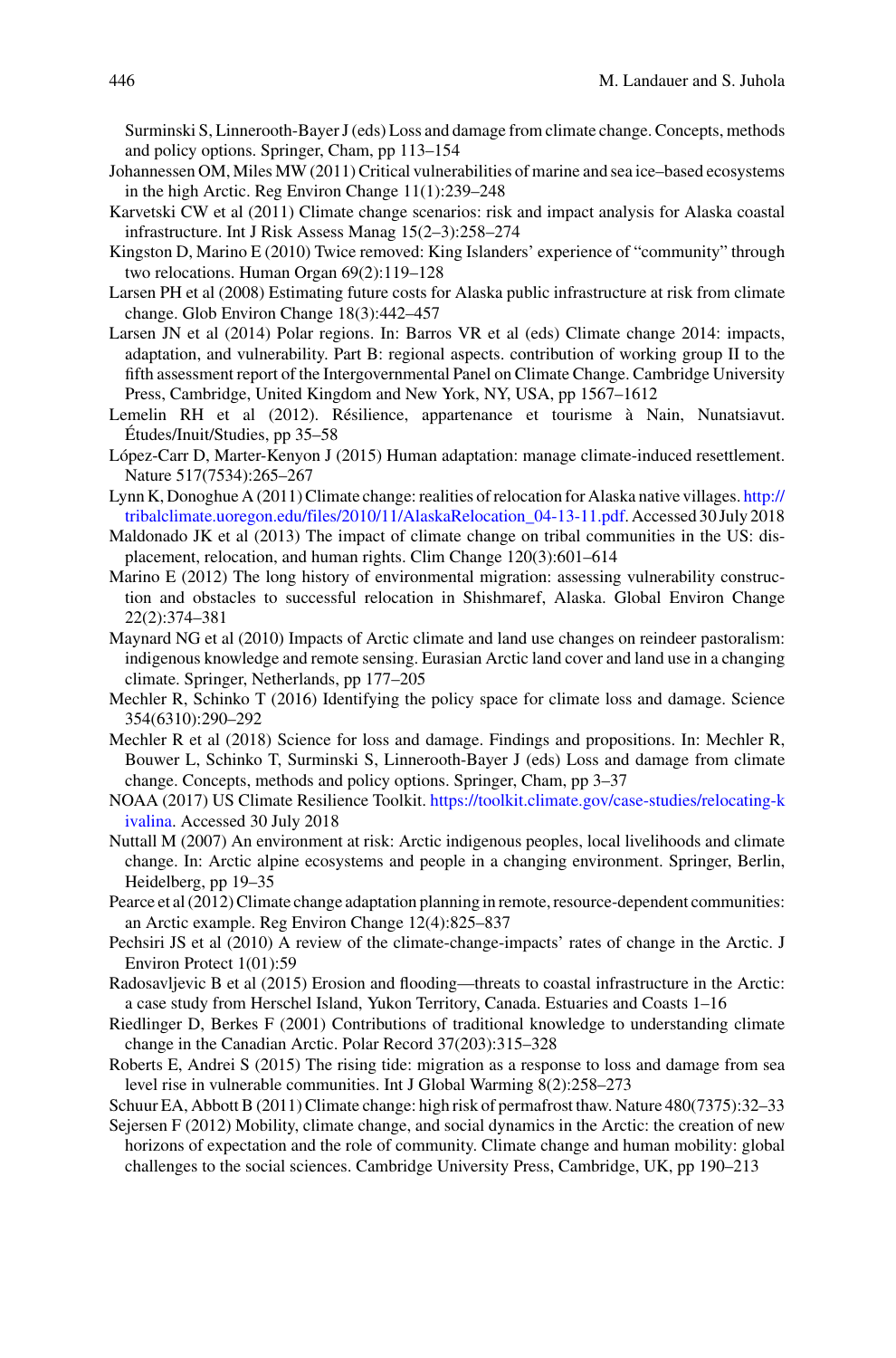Surminski S, Linnerooth-Bayer J (eds) Loss and damage from climate change. Concepts, methods and policy options. Springer, Cham, pp 113–154

Johannessen OM, Miles MW (2011) Critical vulnerabilities of marine and sea ice–based ecosystems in the high Arctic. Reg Environ Change 11(1):239–248

Karvetski CW et al (2011) Climate change scenarios: risk and impact analysis for Alaska coastal infrastructure. Int J Risk Assess Manag 15(2–3):258–274

Kingston D, Marino E (2010) Twice removed: King Islanders' experience of "community" through two relocations. Human Organ 69(2):119–128

Larsen PH et al (2008) Estimating future costs for Alaska public infrastructure at risk from climate change. Glob Environ Change 18(3):442–457

Larsen JN et al (2014) Polar regions. In: Barros VR et al (eds) Climate change 2014: impacts, adaptation, and vulnerability. Part B: regional aspects. contribution of working group II to the fifth assessment report of the Intergovernmental Panel on Climate Change. Cambridge University Press, Cambridge, United Kingdom and New York, NY, USA, pp 1567–1612

Lemelin RH et al (2012). Résilience, appartenance et tourisme à Nain, Nunatsiavut. Études/Inuit/Studies, pp 35–58

López-Carr D, Marter-Kenyon J (2015) Human adaptation: manage climate-induced resettlement. Nature 517(7534):265–267

Lynn K, Donoghue A (2011) Climate change: realities of relocation for Alaska native villages. http://tribalclimate.uoregon.edu/files/2010/11/AlaskaRelocation_04-13-11.pdf. Accessed 30 July 2018

Maldonado JK et al (2013) The impact of climate change on tribal communities in the US: displacement, relocation, and human rights. Clim Change 120(3):601–614

Marino E (2012) The long history of environmental migration: assessing vulnerability construction and obstacles to successful relocation in Shishmaref, Alaska. Global Environ Change 22(2):374–381

Maynard NG et al (2010) Impacts of Arctic climate and land use changes on reindeer pastoralism: indigenous knowledge and remote sensing. Eurasian Arctic land cover and land use in a changing climate. Springer, Netherlands, pp 177–205

Mechler R, Schinko T (2016) Identifying the policy space for climate loss and damage. Science 354(6310):290–292

Mechler R et al (2018) Science for loss and damage. Findings and propositions. In: Mechler R, Bouwer L, Schinko T, Surminski S, Linnerooth-Bayer J (eds) Loss and damage from climate change. Concepts, methods and policy options. Springer, Cham, pp 3–37

NOAA (2017) US Climate Resilience Toolkit. https://toolkit.climate.gov/case-studies/relocating-kivalina. Accessed 30 July 2018

Nuttall M (2007) An environment at risk: Arctic indigenous peoples, local livelihoods and climate change. In: Arctic alpine ecosystems and people in a changing environment. Springer, Berlin, Heidelberg, pp 19–35

Pearce et al (2012) Climate change adaptation planning in remote, resource-dependent communities: an Arctic example. Reg Environ Change 12(4):825–837

Pechsiri JS et al (2010) A review of the climate-change-impacts' rates of change in the Arctic. J Environ Protect 1(01):59

Radosavljevic B et al (2015) Erosion and flooding—threats to coastal infrastructure in the Arctic: a case study from Herschel Island, Yukon Territory, Canada. Estuaries and Coasts 1–16

Riedlinger D, Berkes F (2001) Contributions of traditional knowledge to understanding climate change in the Canadian Arctic. Polar Record 37(203):315–328

Roberts E, Andrei S (2015) The rising tide: migration as a response to loss and damage from sea level rise in vulnerable communities. Int J Global Warming 8(2):258–273

Schuur EA, Abbott B (2011) Climate change: high risk of permafrost thaw. Nature 480(7375):32–33

Sejersen F (2012) Mobility, climate change, and social dynamics in the Arctic: the creation of new horizons of expectation and the role of community. Climate change and human mobility: global challenges to the social sciences. Cambridge University Press, Cambridge, UK, pp 190–213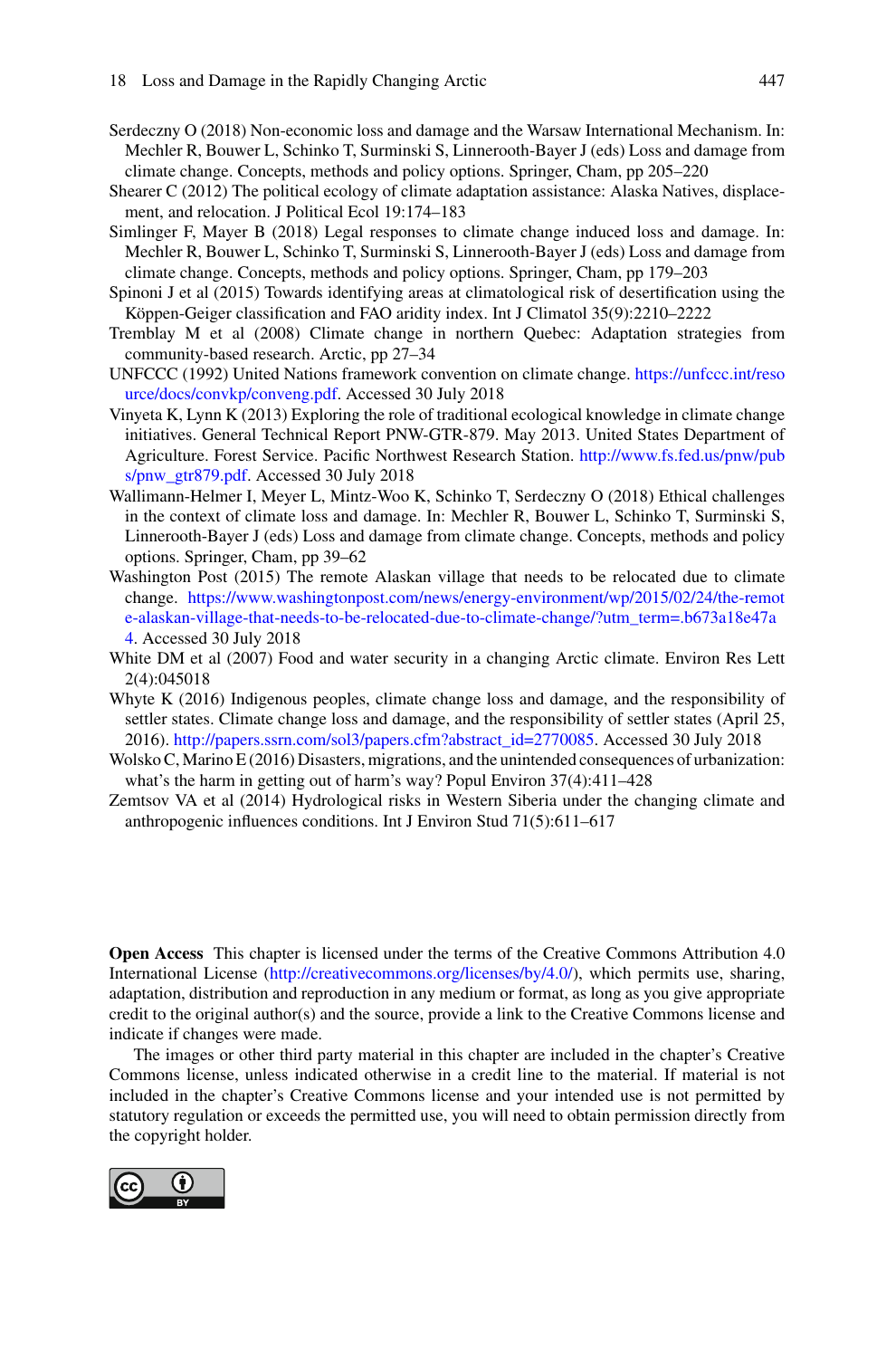Serdeczny O (2018) Non-economic loss and damage and the Warsaw International Mechanism. In: Mechler R, Bouwer L, Schinko T, Surminski S, Linnerooth-Bayer J (eds) Loss and damage from climate change. Concepts, methods and policy options. Springer, Cham, pp 205–220

Shearer C (2012) The political ecology of climate adaptation assistance: Alaska Natives, displacement, and relocation. J Political Ecol 19:174–183

Simlinger F, Mayer B (2018) Legal responses to climate change induced loss and damage. In: Mechler R, Bouwer L, Schinko T, Surminski S, Linnerooth-Bayer J (eds) Loss and damage from climate change. Concepts, methods and policy options. Springer, Cham, pp 179–203

Spinoni J et al (2015) Towards identifying areas at climatological risk of desertification using the Köppen-Geiger classification and FAO aridity index. Int J Climatol 35(9):2210–2222

Tremblay M et al (2008) Climate change in northern Quebec: Adaptation strategies from community-based research. Arctic, pp 27–34

UNFCCC (1992) United Nations framework convention on climate change. https://unfccc.int/resource/docs/convkp/conveng.pdf. Accessed 30 July 2018

Vinyeta K, Lynn K (2013) Exploring the role of traditional ecological knowledge in climate change initiatives. General Technical Report PNW-GTR-879. May 2013. United States Department of Agriculture. Forest Service. Pacific Northwest Research Station. http://www.fs.fed.us/pnw/pubs/pnw_gtr879.pdf. Accessed 30 July 2018

Wallimann-Helmer I, Meyer L, Mintz-Woo K, Schinko T, Serdeczny O (2018) Ethical challenges in the context of climate loss and damage. In: Mechler R, Bouwer L, Schinko T, Surminski S, Linnerooth-Bayer J (eds) Loss and damage from climate change. Concepts, methods and policy options. Springer, Cham, pp 39–62

Washington Post (2015) The remote Alaskan village that needs to be relocated due to climate change. https://www.washingtonpost.com/news/energy-environment/wp/2015/02/24/the-remote-alaskan-village-that-needs-to-be-relocated-due-to-climate-change/?utm_term=.b673a18e47a4. Accessed 30 July 2018

White DM et al (2007) Food and water security in a changing Arctic climate. Environ Res Lett 2(4):045018

Whyte K (2016) Indigenous peoples, climate change loss and damage, and the responsibility of settler states. Climate change loss and damage, and the responsibility of settler states (April 25, 2016). http://papers.ssrn.com/sol3/papers.cfm?abstract_id=2770085. Accessed 30 July 2018

Wolsko C, Marino E (2016) Disasters, migrations, and the unintended consequences of urbanization: what's the harm in getting out of harm's way? Popul Environ 37(4):411–428

Zemtsov VA et al (2014) Hydrological risks in Western Siberia under the changing climate and anthropogenic influences conditions. Int J Environ Stud 71(5):611–617

**Open Access** This chapter is licensed under the terms of the Creative Commons Attribution 4.0 International License (http://creativecommons.org/licenses/by/4.0/), which permits use, sharing, adaptation, distribution and reproduction in any medium or format, as long as you give appropriate credit to the original author(s) and the source, provide a link to the Creative Commons license and indicate if changes were made.

The images or other third party material in this chapter are included in the chapter's Creative Commons license, unless indicated otherwise in a credit line to the material. If material is not included in the chapter's Creative Commons license and your intended use is not permitted by statutory regulation or exceeds the permitted use, you will need to obtain permission directly from the copyright holder.